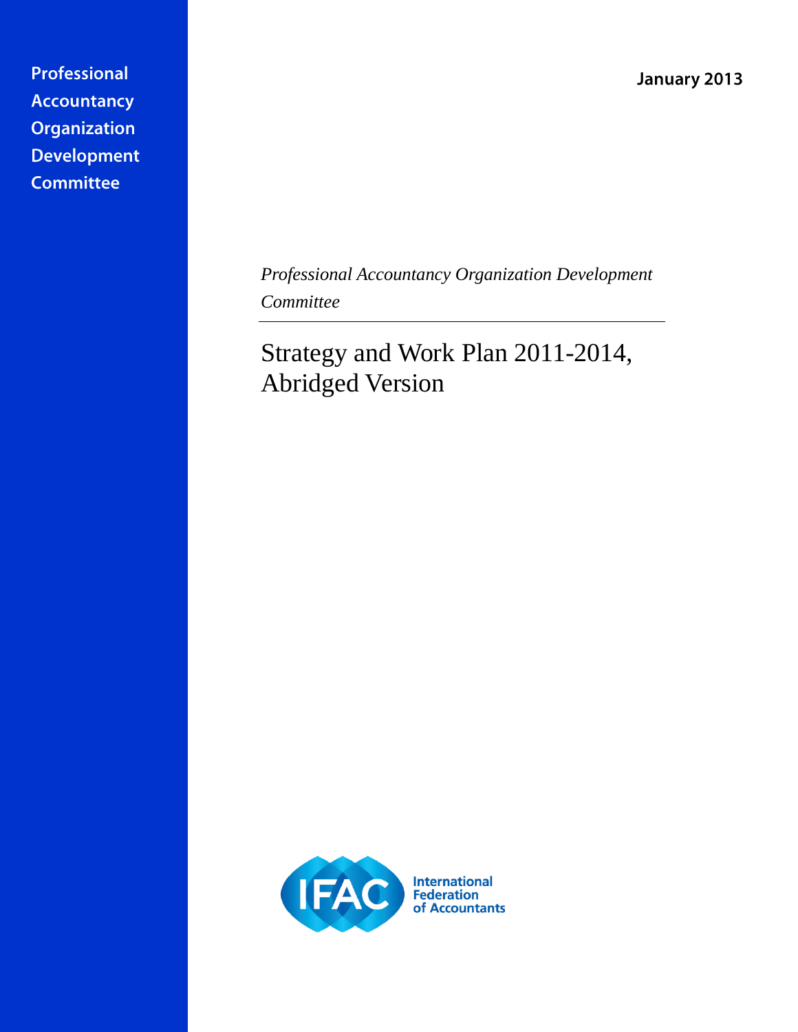Professional Accountancy Organization Development Committee

January 2013

*Professional Accountancy Organization Development Committee*

# Strategy and Work Plan 2011-2014, Abridged Version

International Federation of Accountants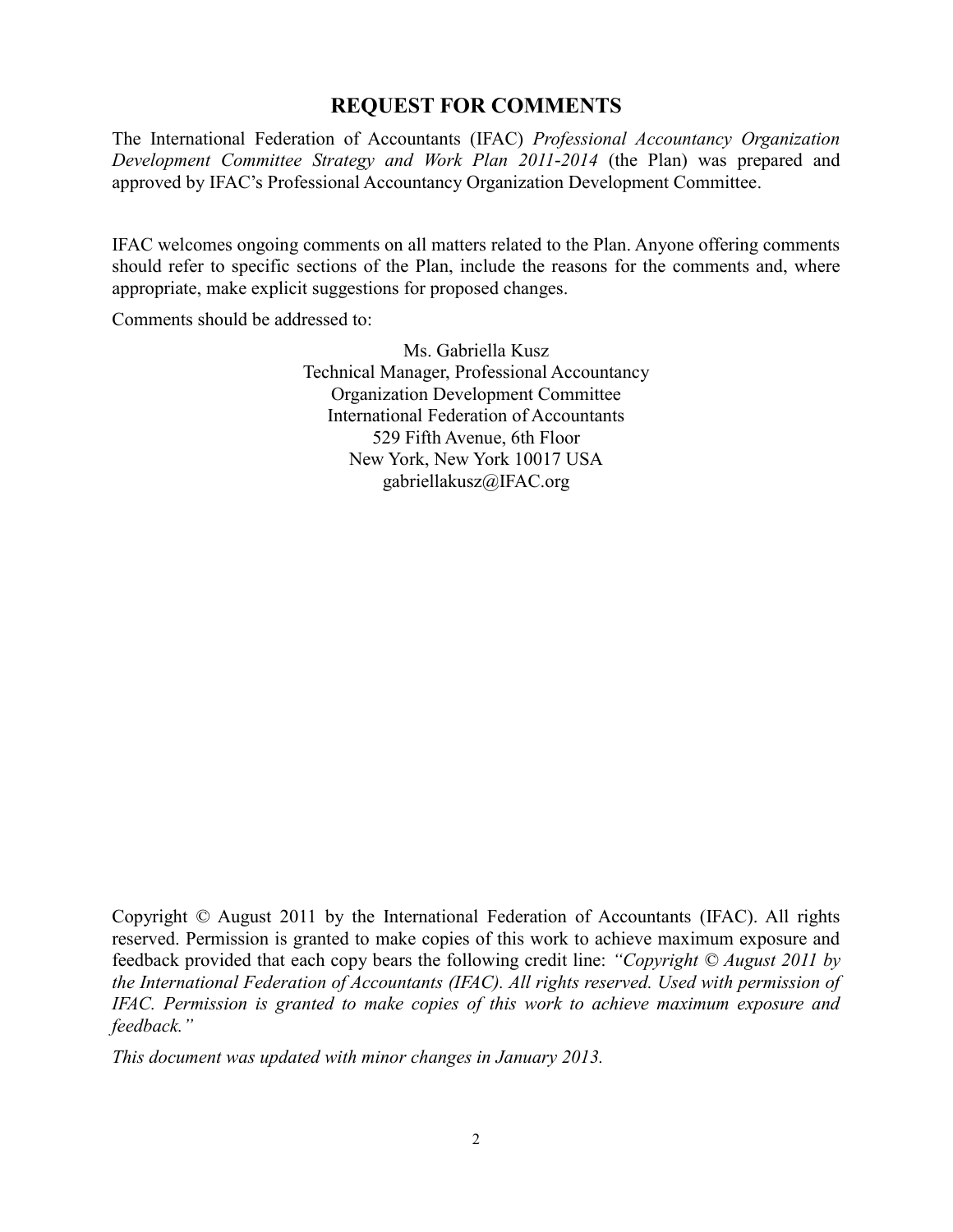## REQUEST FOR COMMENTS

The International Federation of Accountants (IFAC) *Professional Accountancy Organization Development Committee Strategy and Work Plan 2011-2014* (the Plan) was prepared and approved by IFAC's Professional Accountancy Organization Development Committee.

IFAC welcomes ongoing comments on all matters related to the Plan. Anyone offering comments should refer to specific sections of the Plan, include the reasons for the comments and, where appropriate, make explicit suggestions for proposed changes.

Comments should be addressed to:

Ms. Gabriella Kusz
Technical Manager, Professional Accountancy
Organization Development Committee
International Federation of Accountants
529 Fifth Avenue, 6th Floor
New York, New York 10017 USA
gabriellakusz@IFAC.org

Copyright © August 2011 by the International Federation of Accountants (IFAC). All rights reserved. Permission is granted to make copies of this work to achieve maximum exposure and feedback provided that each copy bears the following credit line: *"Copyright © August 2011 by the International Federation of Accountants (IFAC). All rights reserved. Used with permission of IFAC. Permission is granted to make copies of this work to achieve maximum exposure and feedback."*

*This document was updated with minor changes in January 2013.*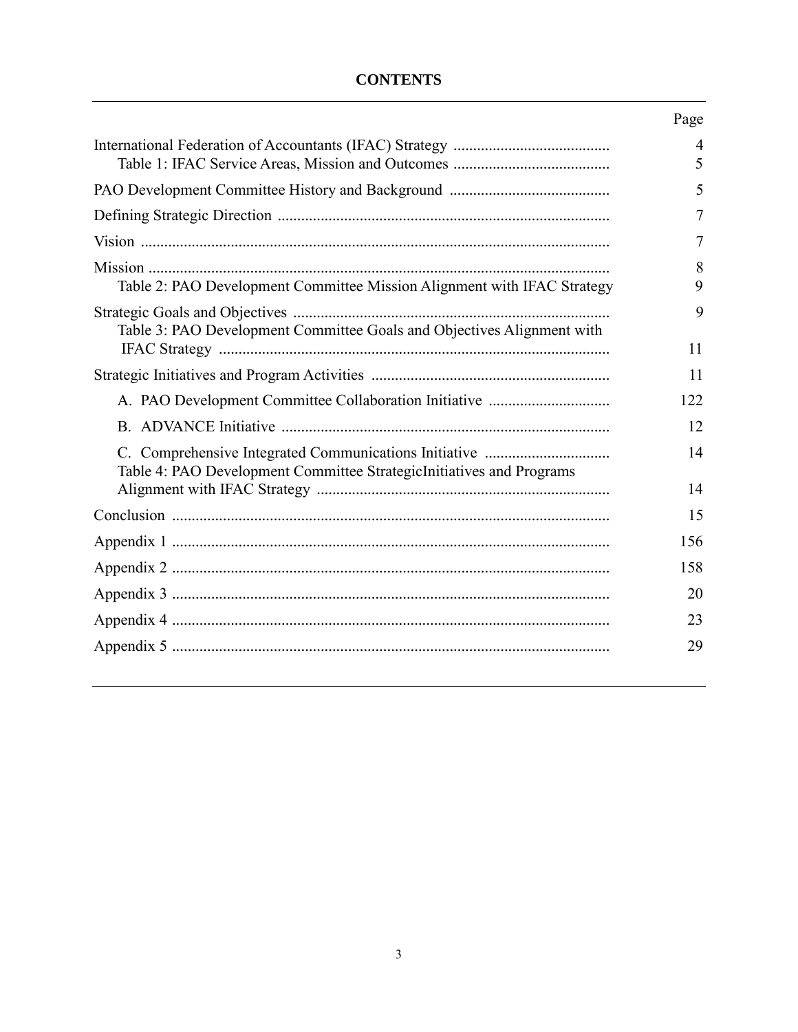# CONTENTS

| | Page |
|---|---|
| International Federation of Accountants (IFAC) Strategy | 4 |
| Table 1: IFAC Service Areas, Mission and Outcomes | 5 |
| PAO Development Committee History and Background | 5 |
| Defining Strategic Direction | 7 |
| Vision | 7 |
| Mission | 8 |
| Table 2: PAO Development Committee Mission Alignment with IFAC Strategy | 9 |
| Strategic Goals and Objectives | 9 |
| Table 3: PAO Development Committee Goals and Objectives Alignment with IFAC Strategy | 11 |
| Strategic Initiatives and Program Activities | 11 |
| A. PAO Development Committee Collaboration Initiative | 122 |
| B. ADVANCE Initiative | 12 |
| C. Comprehensive Integrated Communications Initiative | 14 |
| Table 4: PAO Development Committee StrategicInitiatives and Programs Alignment with IFAC Strategy | 14 |
| Conclusion | 15 |
| Appendix 1 | 156 |
| Appendix 2 | 158 |
| Appendix 3 | 20 |
| Appendix 4 | 23 |
| Appendix 5 | 29 |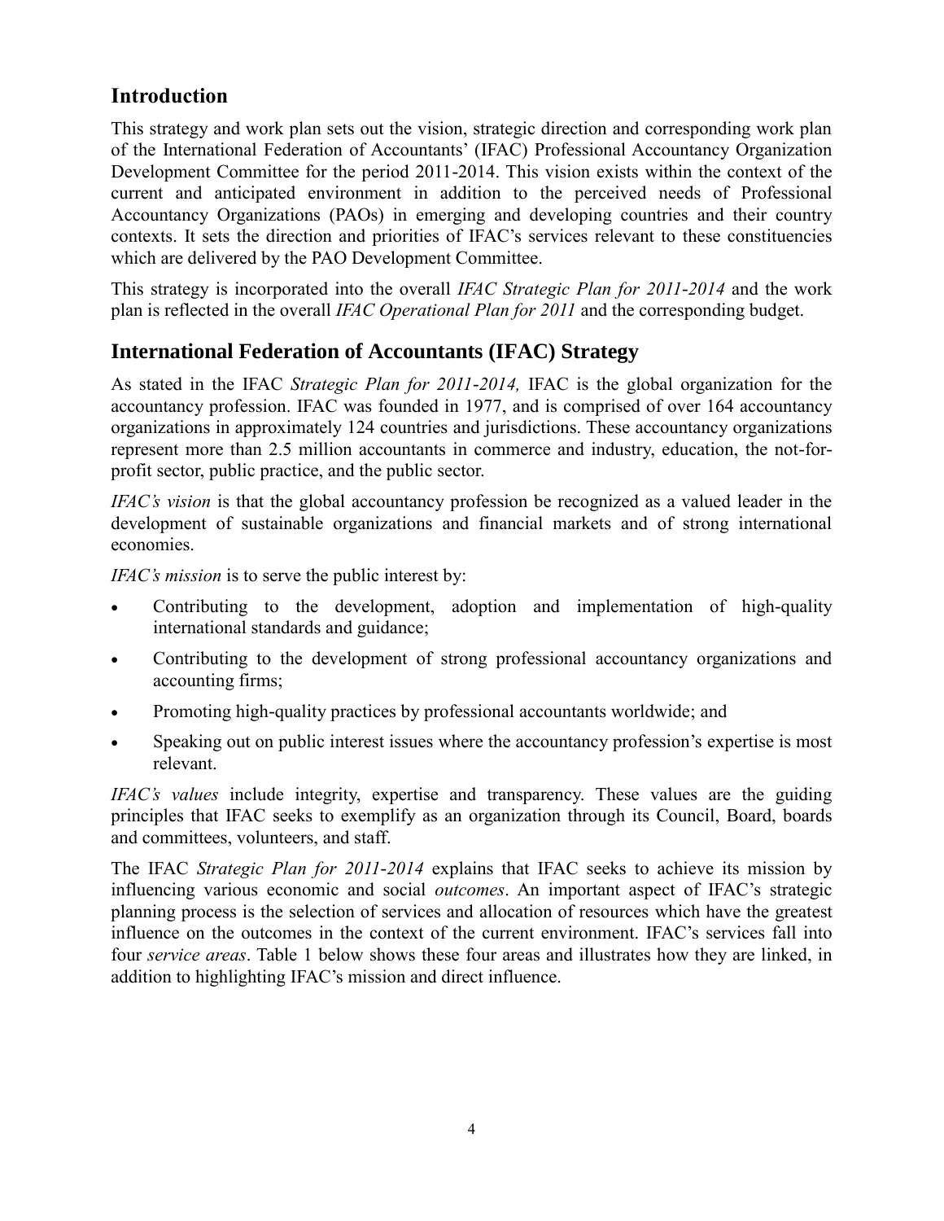## Introduction

This strategy and work plan sets out the vision, strategic direction and corresponding work plan of the International Federation of Accountants' (IFAC) Professional Accountancy Organization Development Committee for the period 2011-2014. This vision exists within the context of the current and anticipated environment in addition to the perceived needs of Professional Accountancy Organizations (PAOs) in emerging and developing countries and their country contexts. It sets the direction and priorities of IFAC's services relevant to these constituencies which are delivered by the PAO Development Committee.

This strategy is incorporated into the overall *IFAC Strategic Plan for 2011-2014* and the work plan is reflected in the overall *IFAC Operational Plan for 2011* and the corresponding budget.

## International Federation of Accountants (IFAC) Strategy

As stated in the IFAC *Strategic Plan for 2011-2014,* IFAC is the global organization for the accountancy profession. IFAC was founded in 1977, and is comprised of over 164 accountancy organizations in approximately 124 countries and jurisdictions. These accountancy organizations represent more than 2.5 million accountants in commerce and industry, education, the not-for-profit sector, public practice, and the public sector.

*IFAC's vision* is that the global accountancy profession be recognized as a valued leader in the development of sustainable organizations and financial markets and of strong international economies.

*IFAC's mission* is to serve the public interest by:

- Contributing to the development, adoption and implementation of high-quality international standards and guidance;
- Contributing to the development of strong professional accountancy organizations and accounting firms;
- Promoting high-quality practices by professional accountants worldwide; and
- Speaking out on public interest issues where the accountancy profession's expertise is most relevant.

*IFAC's values* include integrity, expertise and transparency. These values are the guiding principles that IFAC seeks to exemplify as an organization through its Council, Board, boards and committees, volunteers, and staff.

The IFAC *Strategic Plan for 2011-2014* explains that IFAC seeks to achieve its mission by influencing various economic and social *outcomes*. An important aspect of IFAC's strategic planning process is the selection of services and allocation of resources which have the greatest influence on the outcomes in the context of the current environment. IFAC's services fall into four *service areas*. Table 1 below shows these four areas and illustrates how they are linked, in addition to highlighting IFAC's mission and direct influence.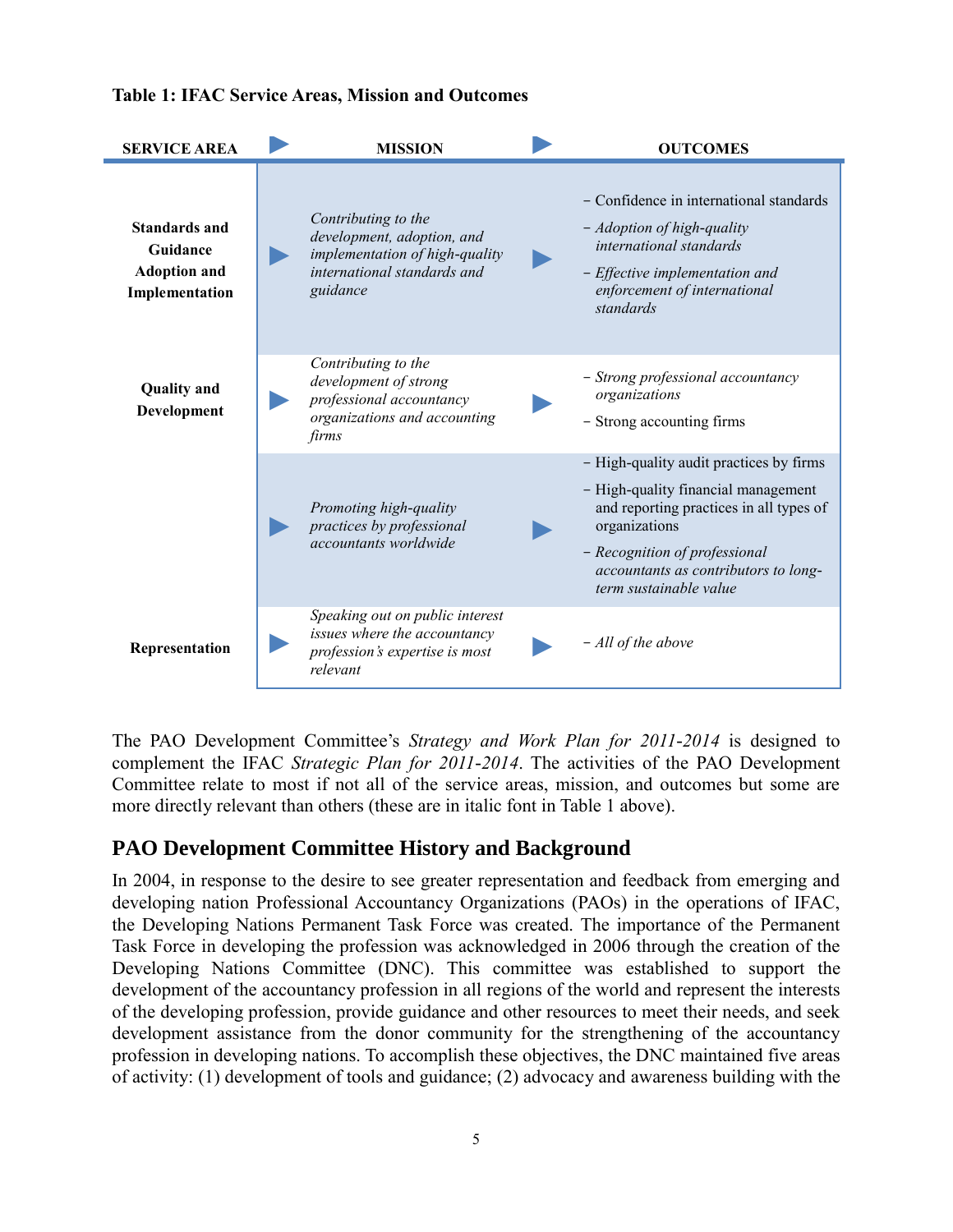**Table 1: IFAC Service Areas, Mission and Outcomes**

| SERVICE AREA | MISSION | OUTCOMES |
|---|---|---|
| **Standards and Guidance Adoption and Implementation** | *Contributing to the development, adoption, and implementation of high-quality international standards and guidance* | − Confidence in international standards<br>− *Adoption of high-quality international standards*<br>− *Effective implementation and enforcement of international standards* |
| **Quality and Development** | *Contributing to the development of strong professional accountancy organizations and accounting firms* | − *Strong professional accountancy organizations*<br>− Strong accounting firms |
| | *Promoting high-quality practices by professional accountants worldwide* | − High-quality audit practices by firms<br>− High-quality financial management and reporting practices in all types of organizations<br>− *Recognition of professional accountants as contributors to long-term sustainable value* |
| **Representation** | *Speaking out on public interest issues where the accountancy profession's expertise is most relevant* | − *All of the above* |

The PAO Development Committee's *Strategy and Work Plan for 2011-2014* is designed to complement the IFAC *Strategic Plan for 2011-2014*. The activities of the PAO Development Committee relate to most if not all of the service areas, mission, and outcomes but some are more directly relevant than others (these are in italic font in Table 1 above).

## PAO Development Committee History and Background

In 2004, in response to the desire to see greater representation and feedback from emerging and developing nation Professional Accountancy Organizations (PAOs) in the operations of IFAC, the Developing Nations Permanent Task Force was created. The importance of the Permanent Task Force in developing the profession was acknowledged in 2006 through the creation of the Developing Nations Committee (DNC). This committee was established to support the development of the accountancy profession in all regions of the world and represent the interests of the developing profession, provide guidance and other resources to meet their needs, and seek development assistance from the donor community for the strengthening of the accountancy profession in developing nations. To accomplish these objectives, the DNC maintained five areas of activity: (1) development of tools and guidance; (2) advocacy and awareness building with the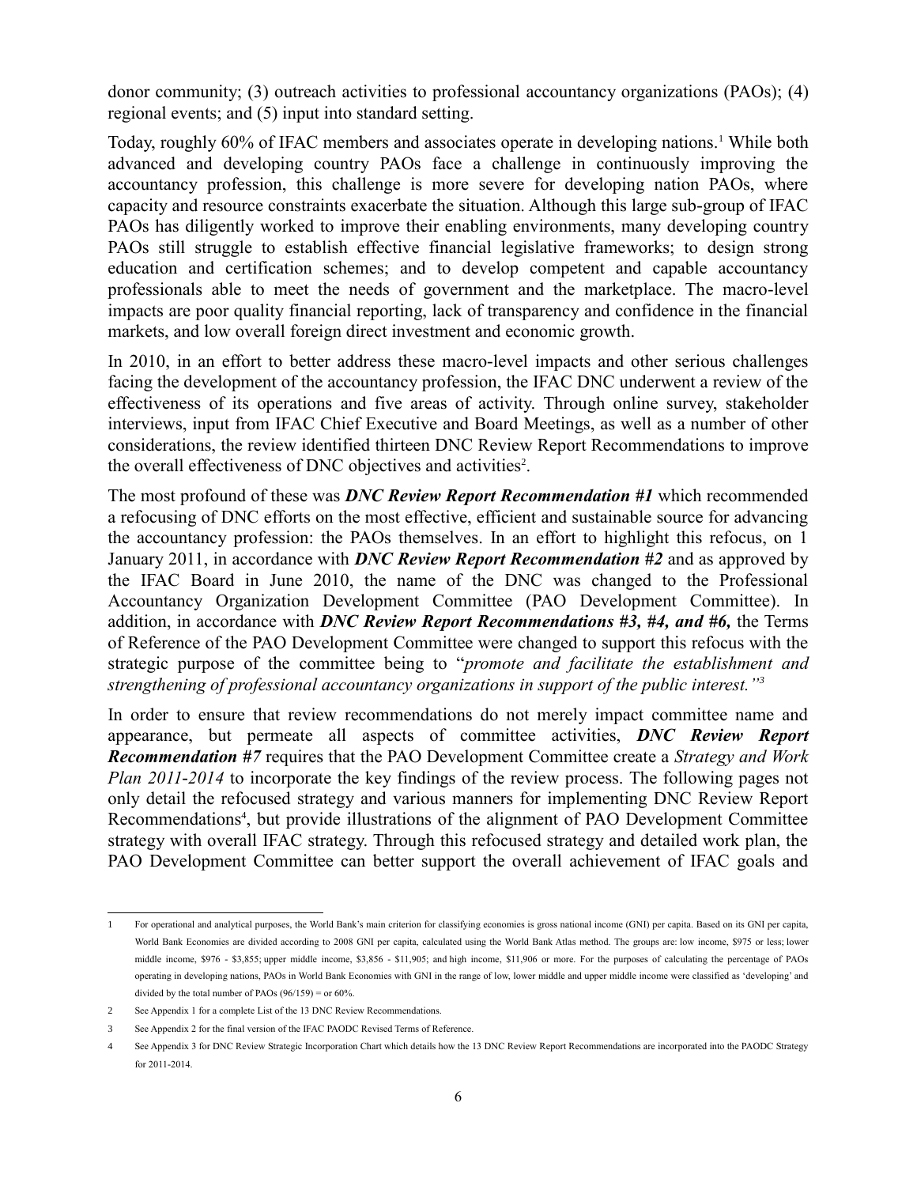donor community; (3) outreach activities to professional accountancy organizations (PAOs); (4) regional events; and (5) input into standard setting.

Today, roughly 60% of IFAC members and associates operate in developing nations.[1] While both advanced and developing country PAOs face a challenge in continuously improving the accountancy profession, this challenge is more severe for developing nation PAOs, where capacity and resource constraints exacerbate the situation. Although this large sub-group of IFAC PAOs has diligently worked to improve their enabling environments, many developing country PAOs still struggle to establish effective financial legislative frameworks; to design strong education and certification schemes; and to develop competent and capable accountancy professionals able to meet the needs of government and the marketplace. The macro-level impacts are poor quality financial reporting, lack of transparency and confidence in the financial markets, and low overall foreign direct investment and economic growth.

In 2010, in an effort to better address these macro-level impacts and other serious challenges facing the development of the accountancy profession, the IFAC DNC underwent a review of the effectiveness of its operations and five areas of activity. Through online survey, stakeholder interviews, input from IFAC Chief Executive and Board Meetings, as well as a number of other considerations, the review identified thirteen DNC Review Report Recommendations to improve the overall effectiveness of DNC objectives and activities[2].

The most profound of these was ***DNC Review Report Recommendation #1*** which recommended a refocusing of DNC efforts on the most effective, efficient and sustainable source for advancing the accountancy profession: the PAOs themselves. In an effort to highlight this refocus, on 1 January 2011, in accordance with ***DNC Review Report Recommendation #2*** and as approved by the IFAC Board in June 2010, the name of the DNC was changed to the Professional Accountancy Organization Development Committee (PAO Development Committee). In addition, in accordance with ***DNC Review Report Recommendations #3, #4, and #6,*** the Terms of Reference of the PAO Development Committee were changed to support this refocus with the strategic purpose of the committee being to "*promote and facilitate the establishment and strengthening of professional accountancy organizations in support of the public interest."*[3]

In order to ensure that review recommendations do not merely impact committee name and appearance, but permeate all aspects of committee activities, ***DNC Review Report Recommendation #7*** requires that the PAO Development Committee create a *Strategy and Work Plan 2011-2014* to incorporate the key findings of the review process. The following pages not only detail the refocused strategy and various manners for implementing DNC Review Report Recommendations[4], but provide illustrations of the alignment of PAO Development Committee strategy with overall IFAC strategy. Through this refocused strategy and detailed work plan, the PAO Development Committee can better support the overall achievement of IFAC goals and

---

1 For operational and analytical purposes, the World Bank's main criterion for classifying economies is gross national income (GNI) per capita. Based on its GNI per capita, World Bank Economies are divided according to 2008 GNI per capita, calculated using the World Bank Atlas method. The groups are: low income, $975 or less; lower middle income, $976 - $3,855; upper middle income, $3,856 - $11,905; and high income, $11,906 or more. For the purposes of calculating the percentage of PAOs operating in developing nations, PAOs in World Bank Economies with GNI in the range of low, lower middle and upper middle income were classified as 'developing' and divided by the total number of PAOs (96/159) = or 60%.

2 See Appendix 1 for a complete List of the 13 DNC Review Recommendations.

3 See Appendix 2 for the final version of the IFAC PAODC Revised Terms of Reference.

4 See Appendix 3 for DNC Review Strategic Incorporation Chart which details how the 13 DNC Review Report Recommendations are incorporated into the PAODC Strategy for 2011-2014.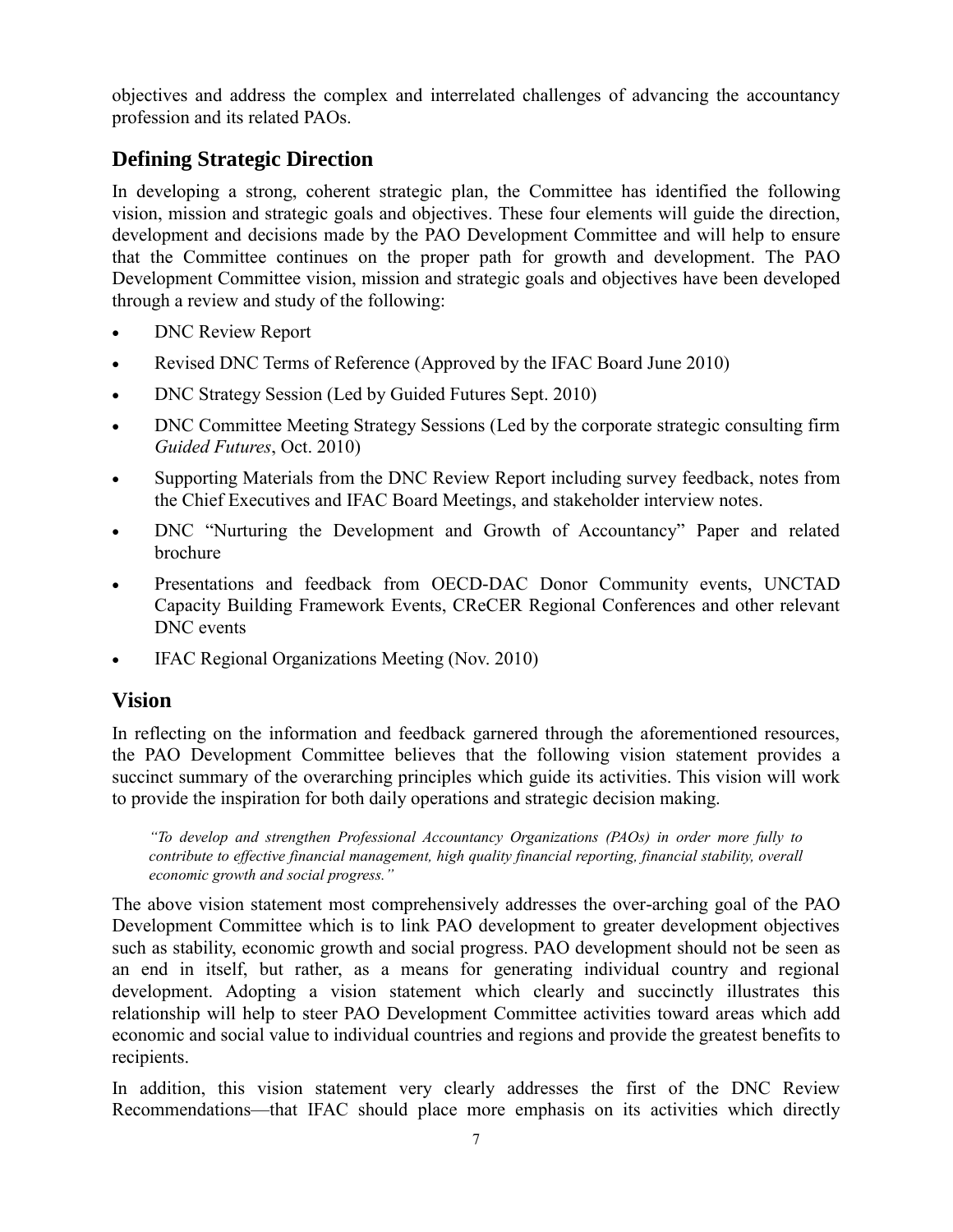objectives and address the complex and interrelated challenges of advancing the accountancy profession and its related PAOs.

## Defining Strategic Direction

In developing a strong, coherent strategic plan, the Committee has identified the following vision, mission and strategic goals and objectives. These four elements will guide the direction, development and decisions made by the PAO Development Committee and will help to ensure that the Committee continues on the proper path for growth and development. The PAO Development Committee vision, mission and strategic goals and objectives have been developed through a review and study of the following:

- DNC Review Report
- Revised DNC Terms of Reference (Approved by the IFAC Board June 2010)
- DNC Strategy Session (Led by Guided Futures Sept. 2010)
- DNC Committee Meeting Strategy Sessions (Led by the corporate strategic consulting firm *Guided Futures*, Oct. 2010)
- Supporting Materials from the DNC Review Report including survey feedback, notes from the Chief Executives and IFAC Board Meetings, and stakeholder interview notes.
- DNC "Nurturing the Development and Growth of Accountancy" Paper and related brochure
- Presentations and feedback from OECD-DAC Donor Community events, UNCTAD Capacity Building Framework Events, CReCER Regional Conferences and other relevant DNC events
- IFAC Regional Organizations Meeting (Nov. 2010)

## Vision

In reflecting on the information and feedback garnered through the aforementioned resources, the PAO Development Committee believes that the following vision statement provides a succinct summary of the overarching principles which guide its activities. This vision will work to provide the inspiration for both daily operations and strategic decision making.

> *"To develop and strengthen Professional Accountancy Organizations (PAOs) in order more fully to contribute to effective financial management, high quality financial reporting, financial stability, overall economic growth and social progress."*

The above vision statement most comprehensively addresses the over-arching goal of the PAO Development Committee which is to link PAO development to greater development objectives such as stability, economic growth and social progress. PAO development should not be seen as an end in itself, but rather, as a means for generating individual country and regional development. Adopting a vision statement which clearly and succinctly illustrates this relationship will help to steer PAO Development Committee activities toward areas which add economic and social value to individual countries and regions and provide the greatest benefits to recipients.

In addition, this vision statement very clearly addresses the first of the DNC Review Recommendations—that IFAC should place more emphasis on its activities which directly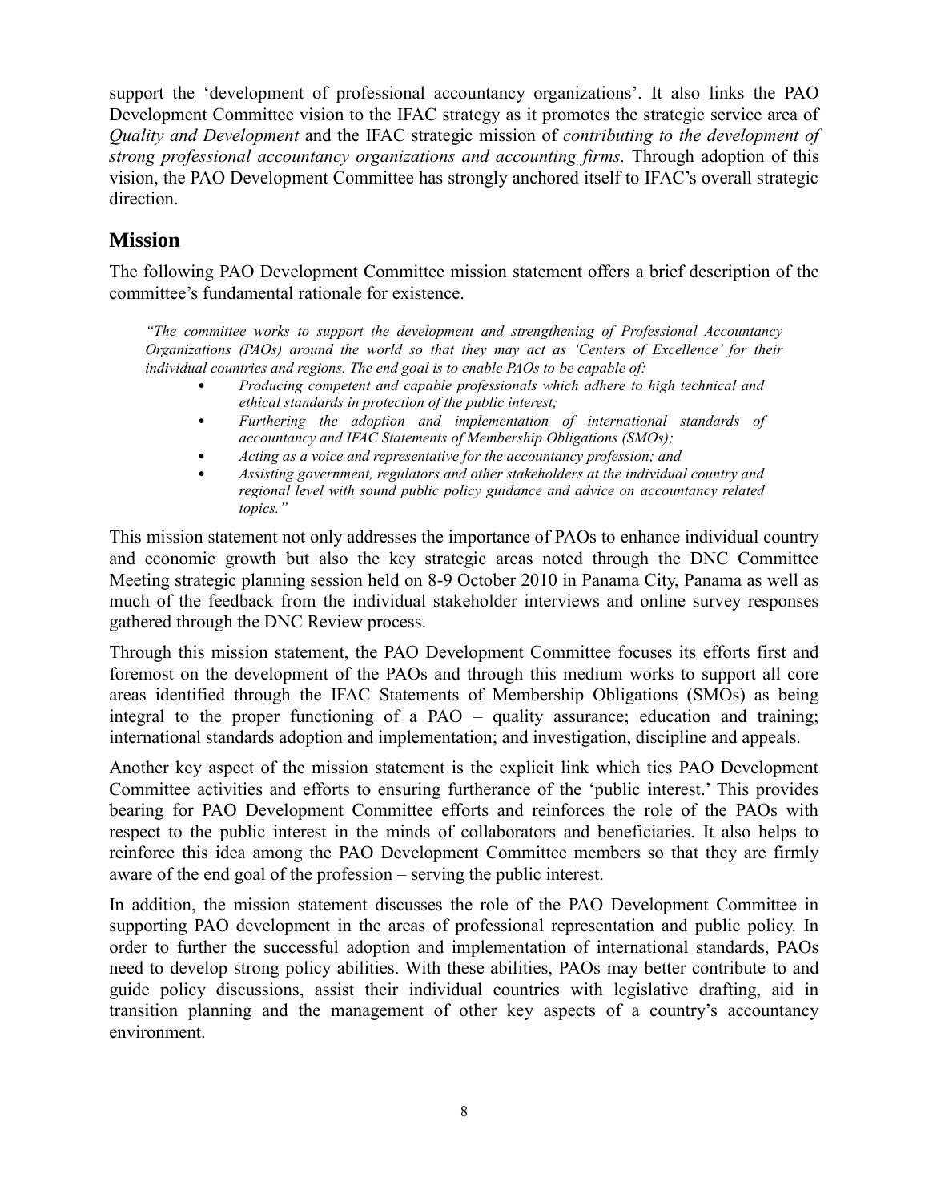support the 'development of professional accountancy organizations'. It also links the PAO Development Committee vision to the IFAC strategy as it promotes the strategic service area of *Quality and Development* and the IFAC strategic mission of *contributing to the development of strong professional accountancy organizations and accounting firms.* Through adoption of this vision, the PAO Development Committee has strongly anchored itself to IFAC's overall strategic direction.

## Mission

The following PAO Development Committee mission statement offers a brief description of the committee's fundamental rationale for existence.

> *"The committee works to support the development and strengthening of Professional Accountancy Organizations (PAOs) around the world so that they may act as 'Centers of Excellence' for their individual countries and regions. The end goal is to enable PAOs to be capable of:*
>
> - *Producing competent and capable professionals which adhere to high technical and ethical standards in protection of the public interest;*
> - *Furthering the adoption and implementation of international standards of accountancy and IFAC Statements of Membership Obligations (SMOs);*
> - *Acting as a voice and representative for the accountancy profession; and*
> - *Assisting government, regulators and other stakeholders at the individual country and regional level with sound public policy guidance and advice on accountancy related topics."*

This mission statement not only addresses the importance of PAOs to enhance individual country and economic growth but also the key strategic areas noted through the DNC Committee Meeting strategic planning session held on 8-9 October 2010 in Panama City, Panama as well as much of the feedback from the individual stakeholder interviews and online survey responses gathered through the DNC Review process.

Through this mission statement, the PAO Development Committee focuses its efforts first and foremost on the development of the PAOs and through this medium works to support all core areas identified through the IFAC Statements of Membership Obligations (SMOs) as being integral to the proper functioning of a PAO – quality assurance; education and training; international standards adoption and implementation; and investigation, discipline and appeals.

Another key aspect of the mission statement is the explicit link which ties PAO Development Committee activities and efforts to ensuring furtherance of the 'public interest.' This provides bearing for PAO Development Committee efforts and reinforces the role of the PAOs with respect to the public interest in the minds of collaborators and beneficiaries. It also helps to reinforce this idea among the PAO Development Committee members so that they are firmly aware of the end goal of the profession – serving the public interest.

In addition, the mission statement discusses the role of the PAO Development Committee in supporting PAO development in the areas of professional representation and public policy. In order to further the successful adoption and implementation of international standards, PAOs need to develop strong policy abilities. With these abilities, PAOs may better contribute to and guide policy discussions, assist their individual countries with legislative drafting, aid in transition planning and the management of other key aspects of a country's accountancy environment.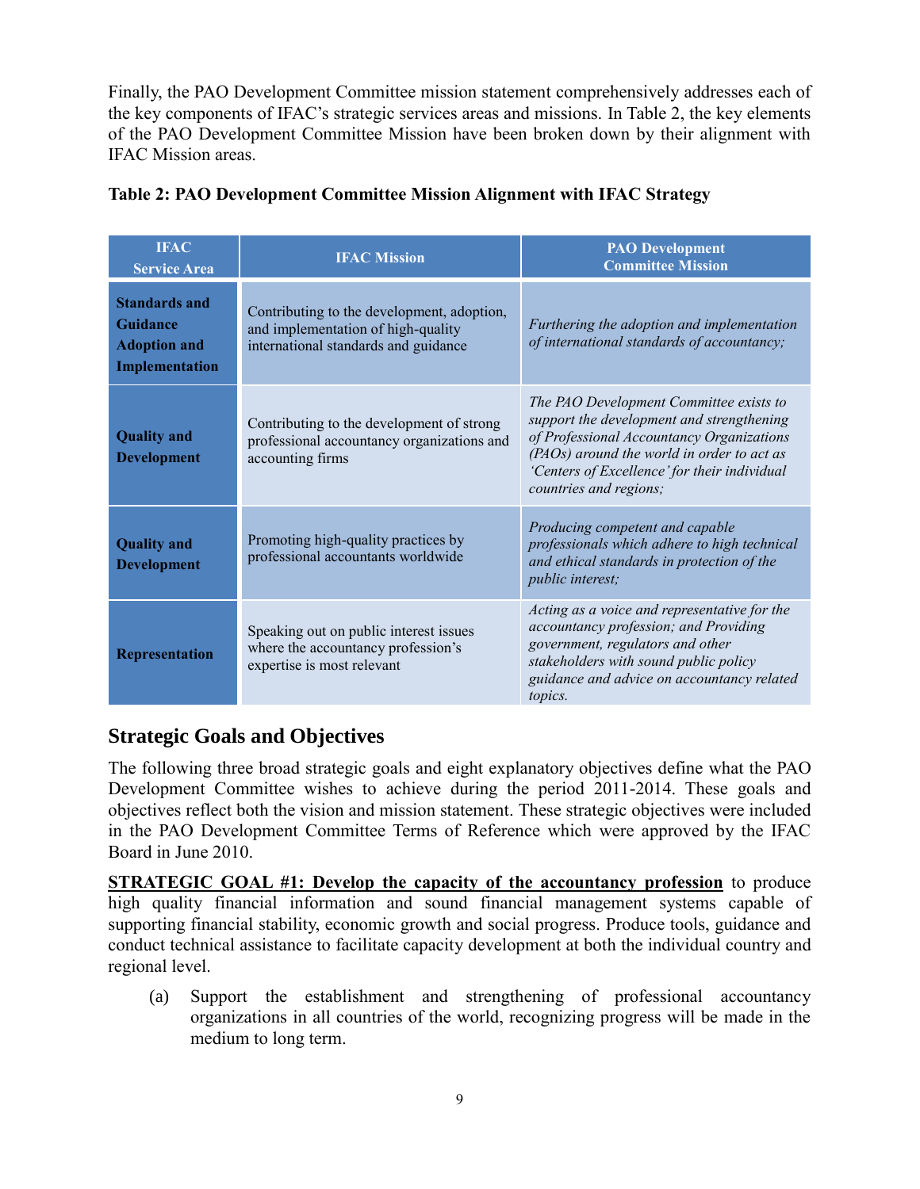Finally, the PAO Development Committee mission statement comprehensively addresses each of the key components of IFAC's strategic services areas and missions. In Table 2, the key elements of the PAO Development Committee Mission have been broken down by their alignment with IFAC Mission areas.

**Table 2: PAO Development Committee Mission Alignment with IFAC Strategy**

| IFAC Service Area | IFAC Mission | PAO Development Committee Mission |
|---|---|---|
| **Standards and Guidance Adoption and Implementation** | Contributing to the development, adoption, and implementation of high-quality international standards and guidance | *Furthering the adoption and implementation of international standards of accountancy;* |
| **Quality and Development** | Contributing to the development of strong professional accountancy organizations and accounting firms | *The PAO Development Committee exists to support the development and strengthening of Professional Accountancy Organizations (PAOs) around the world in order to act as 'Centers of Excellence' for their individual countries and regions;* |
| **Quality and Development** | Promoting high-quality practices by professional accountants worldwide | *Producing competent and capable professionals which adhere to high technical and ethical standards in protection of the public interest;* |
| **Representation** | Speaking out on public interest issues where the accountancy profession's expertise is most relevant | *Acting as a voice and representative for the accountancy profession; and Providing government, regulators and other stakeholders with sound public policy guidance and advice on accountancy related topics.* |

## Strategic Goals and Objectives

The following three broad strategic goals and eight explanatory objectives define what the PAO Development Committee wishes to achieve during the period 2011-2014. These goals and objectives reflect both the vision and mission statement. These strategic objectives were included in the PAO Development Committee Terms of Reference which were approved by the IFAC Board in June 2010.

**STRATEGIC GOAL #1: Develop the capacity of the accountancy profession** to produce high quality financial information and sound financial management systems capable of supporting financial stability, economic growth and social progress. Produce tools, guidance and conduct technical assistance to facilitate capacity development at both the individual country and regional level.

(a) Support the establishment and strengthening of professional accountancy organizations in all countries of the world, recognizing progress will be made in the medium to long term.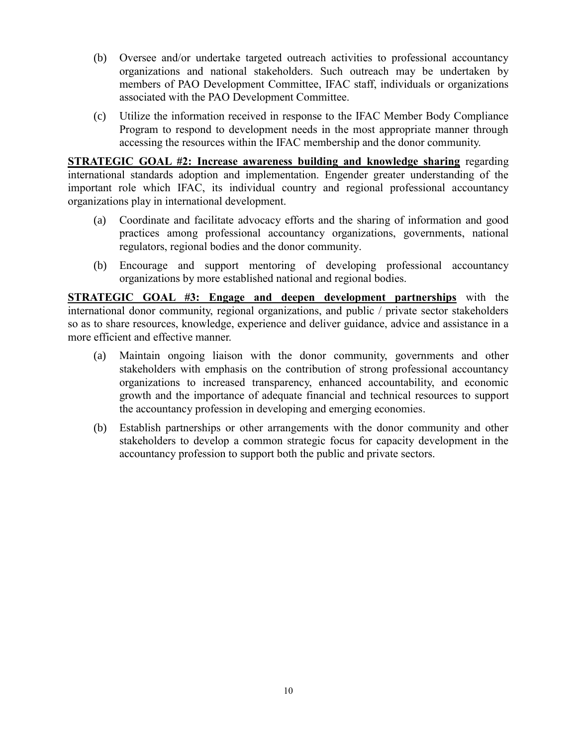(b) Oversee and/or undertake targeted outreach activities to professional accountancy organizations and national stakeholders. Such outreach may be undertaken by members of PAO Development Committee, IFAC staff, individuals or organizations associated with the PAO Development Committee.

(c) Utilize the information received in response to the IFAC Member Body Compliance Program to respond to development needs in the most appropriate manner through accessing the resources within the IFAC membership and the donor community.

**STRATEGIC GOAL #2: Increase awareness building and knowledge sharing** regarding international standards adoption and implementation. Engender greater understanding of the important role which IFAC, its individual country and regional professional accountancy organizations play in international development.

(a) Coordinate and facilitate advocacy efforts and the sharing of information and good practices among professional accountancy organizations, governments, national regulators, regional bodies and the donor community.

(b) Encourage and support mentoring of developing professional accountancy organizations by more established national and regional bodies.

**STRATEGIC GOAL #3: Engage and deepen development partnerships** with the international donor community, regional organizations, and public / private sector stakeholders so as to share resources, knowledge, experience and deliver guidance, advice and assistance in a more efficient and effective manner.

(a) Maintain ongoing liaison with the donor community, governments and other stakeholders with emphasis on the contribution of strong professional accountancy organizations to increased transparency, enhanced accountability, and economic growth and the importance of adequate financial and technical resources to support the accountancy profession in developing and emerging economies.

(b) Establish partnerships or other arrangements with the donor community and other stakeholders to develop a common strategic focus for capacity development in the accountancy profession to support both the public and private sectors.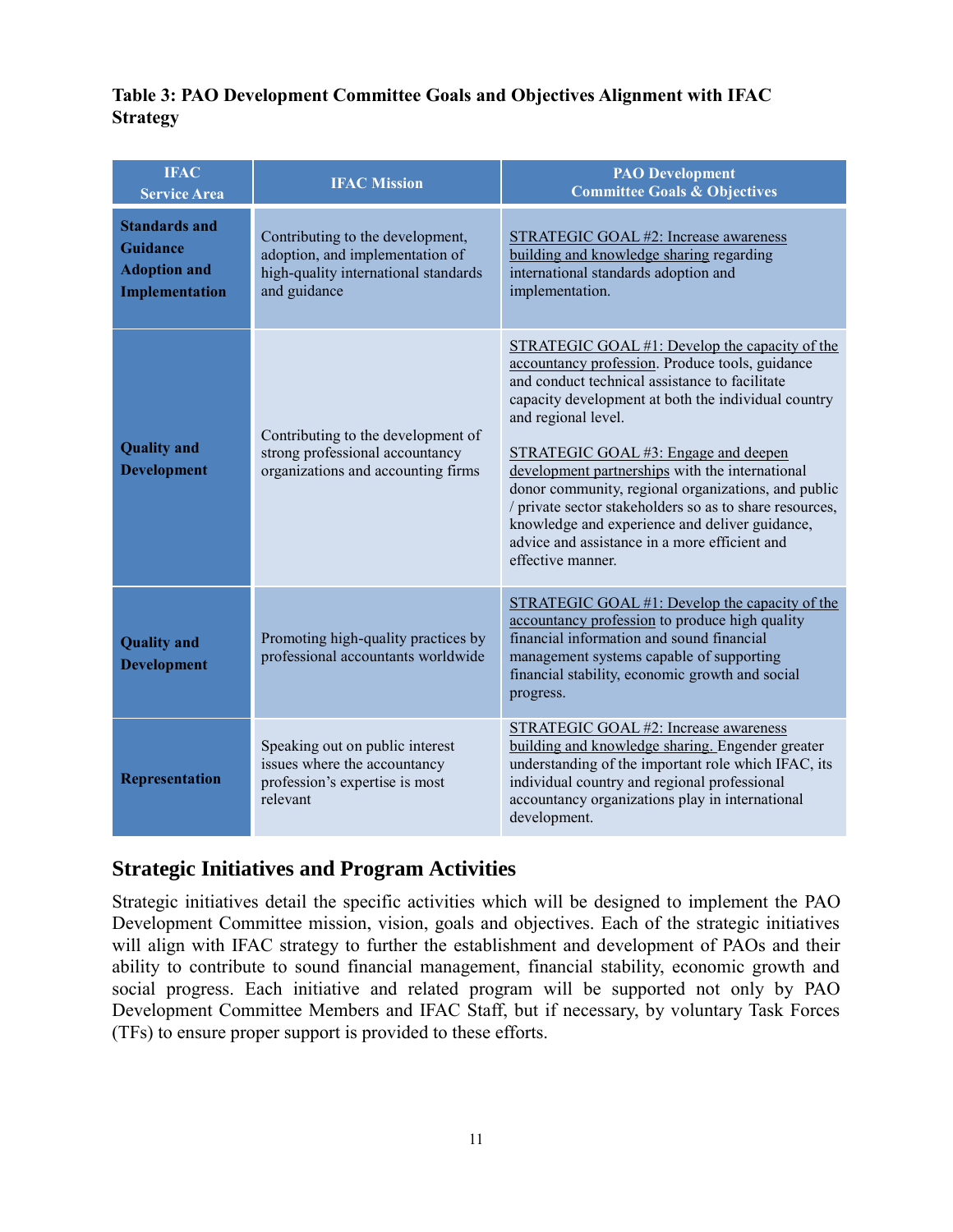**Table 3: PAO Development Committee Goals and Objectives Alignment with IFAC Strategy**

| IFAC Service Area | IFAC Mission | PAO Development Committee Goals & Objectives |
|---|---|---|
| **Standards and Guidance Adoption and Implementation** | Contributing to the development, adoption, and implementation of high-quality international standards and guidance | STRATEGIC GOAL #2: Increase awareness building and knowledge sharing regarding international standards adoption and implementation. |
| **Quality and Development** | Contributing to the development of strong professional accountancy organizations and accounting firms | STRATEGIC GOAL #1: Develop the capacity of the accountancy profession. Produce tools, guidance and conduct technical assistance to facilitate capacity development at both the individual country and regional level.<br><br>STRATEGIC GOAL #3: Engage and deepen development partnerships with the international donor community, regional organizations, and public / private sector stakeholders so as to share resources, knowledge and experience and deliver guidance, advice and assistance in a more efficient and effective manner. |
| **Quality and Development** | Promoting high-quality practices by professional accountants worldwide | STRATEGIC GOAL #1: Develop the capacity of the accountancy profession to produce high quality financial information and sound financial management systems capable of supporting financial stability, economic growth and social progress. |
| **Representation** | Speaking out on public interest issues where the accountancy profession's expertise is most relevant | STRATEGIC GOAL #2: Increase awareness building and knowledge sharing. Engender greater understanding of the important role which IFAC, its individual country and regional professional accountancy organizations play in international development. |

## Strategic Initiatives and Program Activities

Strategic initiatives detail the specific activities which will be designed to implement the PAO Development Committee mission, vision, goals and objectives. Each of the strategic initiatives will align with IFAC strategy to further the establishment and development of PAOs and their ability to contribute to sound financial management, financial stability, economic growth and social progress. Each initiative and related program will be supported not only by PAO Development Committee Members and IFAC Staff, but if necessary, by voluntary Task Forces (TFs) to ensure proper support is provided to these efforts.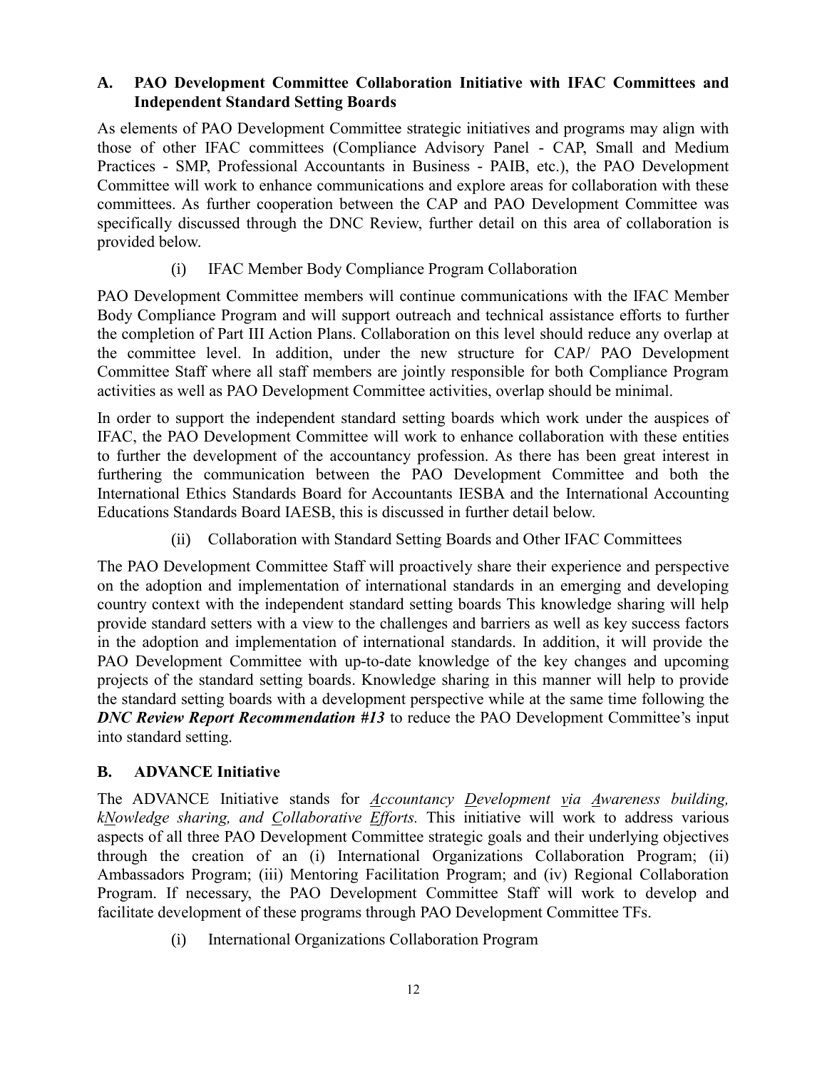## A. PAO Development Committee Collaboration Initiative with IFAC Committees and Independent Standard Setting Boards

As elements of PAO Development Committee strategic initiatives and programs may align with those of other IFAC committees (Compliance Advisory Panel - CAP, Small and Medium Practices - SMP, Professional Accountants in Business - PAIB, etc.), the PAO Development Committee will work to enhance communications and explore areas for collaboration with these committees. As further cooperation between the CAP and PAO Development Committee was specifically discussed through the DNC Review, further detail on this area of collaboration is provided below.

### (i) IFAC Member Body Compliance Program Collaboration

PAO Development Committee members will continue communications with the IFAC Member Body Compliance Program and will support outreach and technical assistance efforts to further the completion of Part III Action Plans. Collaboration on this level should reduce any overlap at the committee level. In addition, under the new structure for CAP/ PAO Development Committee Staff where all staff members are jointly responsible for both Compliance Program activities as well as PAO Development Committee activities, overlap should be minimal.

In order to support the independent standard setting boards which work under the auspices of IFAC, the PAO Development Committee will work to enhance collaboration with these entities to further the development of the accountancy profession. As there has been great interest in furthering the communication between the PAO Development Committee and both the International Ethics Standards Board for Accountants IESBA and the International Accounting Educations Standards Board IAESB, this is discussed in further detail below.

### (ii) Collaboration with Standard Setting Boards and Other IFAC Committees

The PAO Development Committee Staff will proactively share their experience and perspective on the adoption and implementation of international standards in an emerging and developing country context with the independent standard setting boards This knowledge sharing will help provide standard setters with a view to the challenges and barriers as well as key success factors in the adoption and implementation of international standards. In addition, it will provide the PAO Development Committee with up-to-date knowledge of the key changes and upcoming projects of the standard setting boards. Knowledge sharing in this manner will help to provide the standard setting boards with a development perspective while at the same time following the ***DNC Review Report Recommendation #13*** to reduce the PAO Development Committee's input into standard setting.

## B. ADVANCE Initiative

The ADVANCE Initiative stands for *<u>A</u>ccountancy <u>D</u>evelopment <u>v</u>ia <u>A</u>wareness building, k<u>N</u>owledge sharing, and <u>C</u>ollaborative <u>E</u>fforts.* This initiative will work to address various aspects of all three PAO Development Committee strategic goals and their underlying objectives through the creation of an (i) International Organizations Collaboration Program; (ii) Ambassadors Program; (iii) Mentoring Facilitation Program; and (iv) Regional Collaboration Program. If necessary, the PAO Development Committee Staff will work to develop and facilitate development of these programs through PAO Development Committee TFs.

### (i) International Organizations Collaboration Program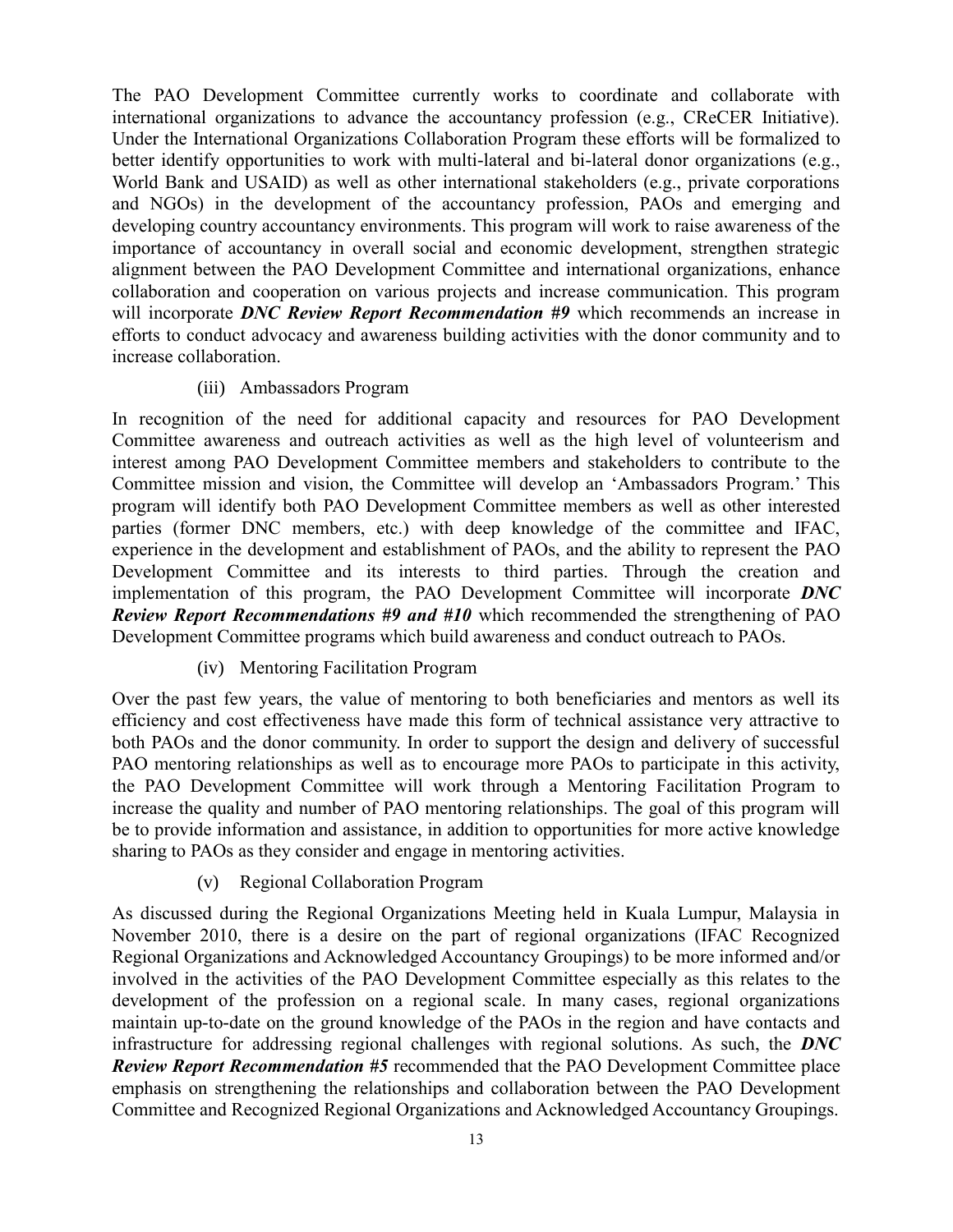The PAO Development Committee currently works to coordinate and collaborate with international organizations to advance the accountancy profession (e.g., CReCER Initiative). Under the International Organizations Collaboration Program these efforts will be formalized to better identify opportunities to work with multi-lateral and bi-lateral donor organizations (e.g., World Bank and USAID) as well as other international stakeholders (e.g., private corporations and NGOs) in the development of the accountancy profession, PAOs and emerging and developing country accountancy environments. This program will work to raise awareness of the importance of accountancy in overall social and economic development, strengthen strategic alignment between the PAO Development Committee and international organizations, enhance collaboration and cooperation on various projects and increase communication. This program will incorporate ***DNC Review Report Recommendation #9*** which recommends an increase in efforts to conduct advocacy and awareness building activities with the donor community and to increase collaboration.

(iii) Ambassadors Program

In recognition of the need for additional capacity and resources for PAO Development Committee awareness and outreach activities as well as the high level of volunteerism and interest among PAO Development Committee members and stakeholders to contribute to the Committee mission and vision, the Committee will develop an 'Ambassadors Program.' This program will identify both PAO Development Committee members as well as other interested parties (former DNC members, etc.) with deep knowledge of the committee and IFAC, experience in the development and establishment of PAOs, and the ability to represent the PAO Development Committee and its interests to third parties. Through the creation and implementation of this program, the PAO Development Committee will incorporate ***DNC Review Report Recommendations #9 and #10*** which recommended the strengthening of PAO Development Committee programs which build awareness and conduct outreach to PAOs.

(iv) Mentoring Facilitation Program

Over the past few years, the value of mentoring to both beneficiaries and mentors as well its efficiency and cost effectiveness have made this form of technical assistance very attractive to both PAOs and the donor community. In order to support the design and delivery of successful PAO mentoring relationships as well as to encourage more PAOs to participate in this activity, the PAO Development Committee will work through a Mentoring Facilitation Program to increase the quality and number of PAO mentoring relationships. The goal of this program will be to provide information and assistance, in addition to opportunities for more active knowledge sharing to PAOs as they consider and engage in mentoring activities.

(v) Regional Collaboration Program

As discussed during the Regional Organizations Meeting held in Kuala Lumpur, Malaysia in November 2010, there is a desire on the part of regional organizations (IFAC Recognized Regional Organizations and Acknowledged Accountancy Groupings) to be more informed and/or involved in the activities of the PAO Development Committee especially as this relates to the development of the profession on a regional scale. In many cases, regional organizations maintain up-to-date on the ground knowledge of the PAOs in the region and have contacts and infrastructure for addressing regional challenges with regional solutions. As such, the ***DNC Review Report Recommendation #5*** recommended that the PAO Development Committee place emphasis on strengthening the relationships and collaboration between the PAO Development Committee and Recognized Regional Organizations and Acknowledged Accountancy Groupings.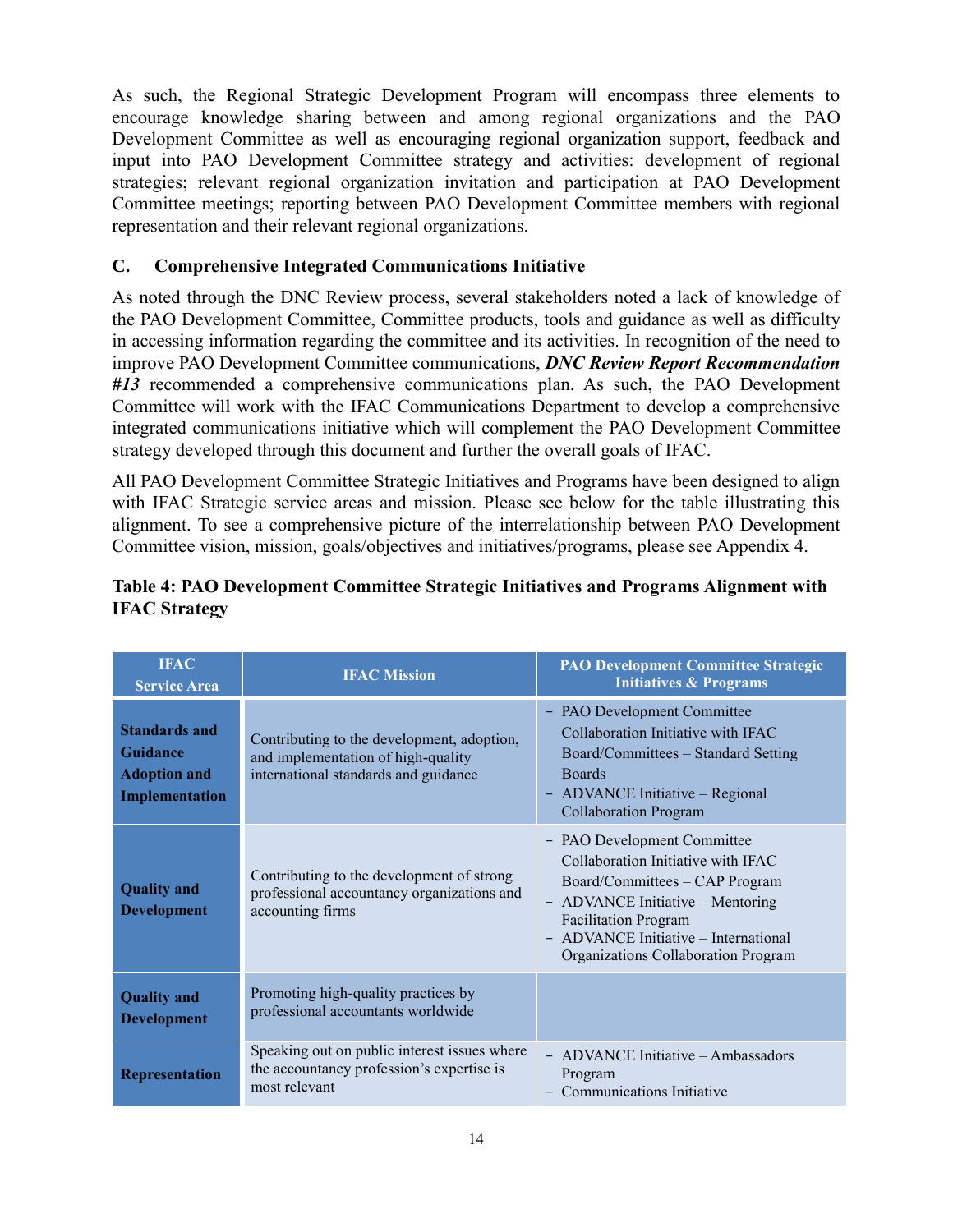As such, the Regional Strategic Development Program will encompass three elements to encourage knowledge sharing between and among regional organizations and the PAO Development Committee as well as encouraging regional organization support, feedback and input into PAO Development Committee strategy and activities: development of regional strategies; relevant regional organization invitation and participation at PAO Development Committee meetings; reporting between PAO Development Committee members with regional representation and their relevant regional organizations.

### C. Comprehensive Integrated Communications Initiative

As noted through the DNC Review process, several stakeholders noted a lack of knowledge of the PAO Development Committee, Committee products, tools and guidance as well as difficulty in accessing information regarding the committee and its activities. In recognition of the need to improve PAO Development Committee communications, ***DNC Review Report Recommendation #13*** recommended a comprehensive communications plan. As such, the PAO Development Committee will work with the IFAC Communications Department to develop a comprehensive integrated communications initiative which will complement the PAO Development Committee strategy developed through this document and further the overall goals of IFAC.

All PAO Development Committee Strategic Initiatives and Programs have been designed to align with IFAC Strategic service areas and mission. Please see below for the table illustrating this alignment. To see a comprehensive picture of the interrelationship between PAO Development Committee vision, mission, goals/objectives and initiatives/programs, please see Appendix 4.

**Table 4: PAO Development Committee Strategic Initiatives and Programs Alignment with IFAC Strategy**

| IFAC Service Area | IFAC Mission | PAO Development Committee Strategic Initiatives & Programs |
|---|---|---|
| **Standards and Guidance Adoption and Implementation** | Contributing to the development, adoption, and implementation of high-quality international standards and guidance | – PAO Development Committee Collaboration Initiative with IFAC Board/Committees – Standard Setting Boards<br>– ADVANCE Initiative – Regional Collaboration Program |
| **Quality and Development** | Contributing to the development of strong professional accountancy organizations and accounting firms | – PAO Development Committee Collaboration Initiative with IFAC Board/Committees – CAP Program<br>– ADVANCE Initiative – Mentoring Facilitation Program<br>– ADVANCE Initiative – International Organizations Collaboration Program |
| **Quality and Development** | Promoting high-quality practices by professional accountants worldwide | |
| **Representation** | Speaking out on public interest issues where the accountancy profession's expertise is most relevant | – ADVANCE Initiative – Ambassadors Program<br>– Communications Initiative |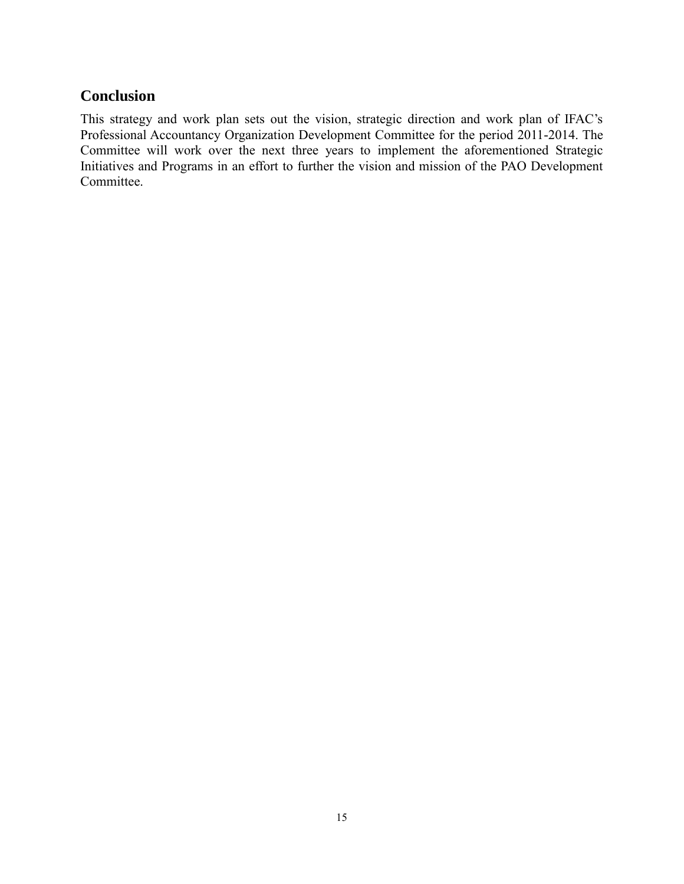## Conclusion

This strategy and work plan sets out the vision, strategic direction and work plan of IFAC's Professional Accountancy Organization Development Committee for the period 2011-2014. The Committee will work over the next three years to implement the aforementioned Strategic Initiatives and Programs in an effort to further the vision and mission of the PAO Development Committee.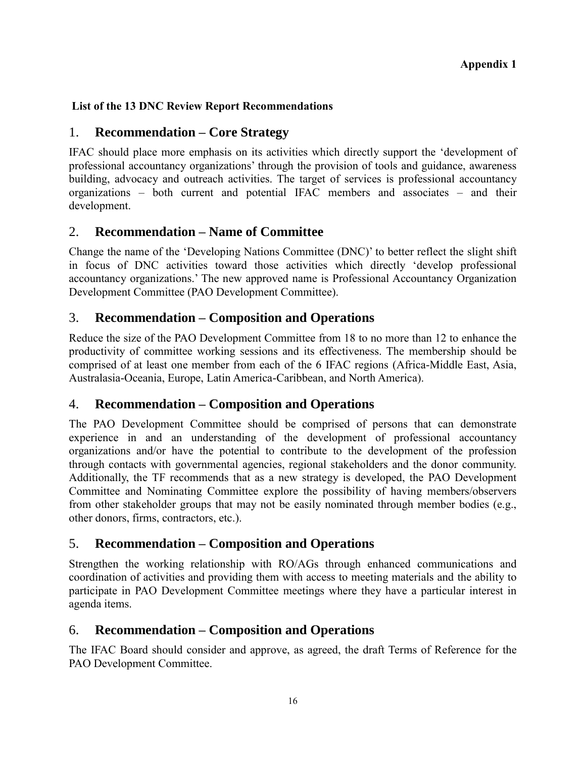**Appendix 1**

**List of the 13 DNC Review Report Recommendations**

## 1. Recommendation – Core Strategy

IFAC should place more emphasis on its activities which directly support the 'development of professional accountancy organizations' through the provision of tools and guidance, awareness building, advocacy and outreach activities. The target of services is professional accountancy organizations – both current and potential IFAC members and associates – and their development.

## 2. Recommendation – Name of Committee

Change the name of the 'Developing Nations Committee (DNC)' to better reflect the slight shift in focus of DNC activities toward those activities which directly 'develop professional accountancy organizations.' The new approved name is Professional Accountancy Organization Development Committee (PAO Development Committee).

## 3. Recommendation – Composition and Operations

Reduce the size of the PAO Development Committee from 18 to no more than 12 to enhance the productivity of committee working sessions and its effectiveness. The membership should be comprised of at least one member from each of the 6 IFAC regions (Africa-Middle East, Asia, Australasia-Oceania, Europe, Latin America-Caribbean, and North America).

## 4. Recommendation – Composition and Operations

The PAO Development Committee should be comprised of persons that can demonstrate experience in and an understanding of the development of professional accountancy organizations and/or have the potential to contribute to the development of the profession through contacts with governmental agencies, regional stakeholders and the donor community. Additionally, the TF recommends that as a new strategy is developed, the PAO Development Committee and Nominating Committee explore the possibility of having members/observers from other stakeholder groups that may not be easily nominated through member bodies (e.g., other donors, firms, contractors, etc.).

## 5. Recommendation – Composition and Operations

Strengthen the working relationship with RO/AGs through enhanced communications and coordination of activities and providing them with access to meeting materials and the ability to participate in PAO Development Committee meetings where they have a particular interest in agenda items.

## 6. Recommendation – Composition and Operations

The IFAC Board should consider and approve, as agreed, the draft Terms of Reference for the PAO Development Committee.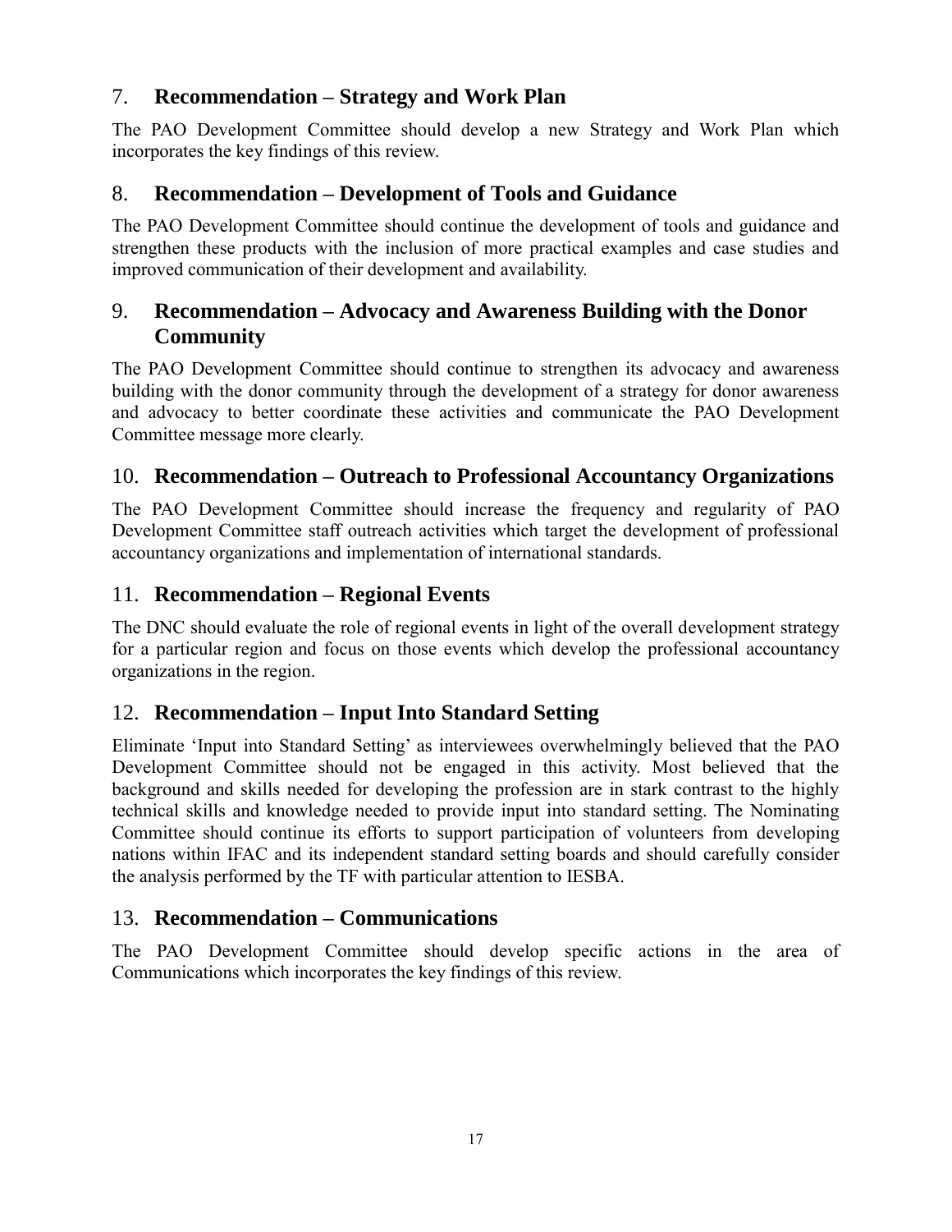## 7. Recommendation – Strategy and Work Plan

The PAO Development Committee should develop a new Strategy and Work Plan which incorporates the key findings of this review.

## 8. Recommendation – Development of Tools and Guidance

The PAO Development Committee should continue the development of tools and guidance and strengthen these products with the inclusion of more practical examples and case studies and improved communication of their development and availability.

## 9. Recommendation – Advocacy and Awareness Building with the Donor Community

The PAO Development Committee should continue to strengthen its advocacy and awareness building with the donor community through the development of a strategy for donor awareness and advocacy to better coordinate these activities and communicate the PAO Development Committee message more clearly.

## 10. Recommendation – Outreach to Professional Accountancy Organizations

The PAO Development Committee should increase the frequency and regularity of PAO Development Committee staff outreach activities which target the development of professional accountancy organizations and implementation of international standards.

## 11. Recommendation – Regional Events

The DNC should evaluate the role of regional events in light of the overall development strategy for a particular region and focus on those events which develop the professional accountancy organizations in the region.

## 12. Recommendation – Input Into Standard Setting

Eliminate 'Input into Standard Setting' as interviewees overwhelmingly believed that the PAO Development Committee should not be engaged in this activity. Most believed that the background and skills needed for developing the profession are in stark contrast to the highly technical skills and knowledge needed to provide input into standard setting. The Nominating Committee should continue its efforts to support participation of volunteers from developing nations within IFAC and its independent standard setting boards and should carefully consider the analysis performed by the TF with particular attention to IESBA.

## 13. Recommendation – Communications

The PAO Development Committee should develop specific actions in the area of Communications which incorporates the key findings of this review.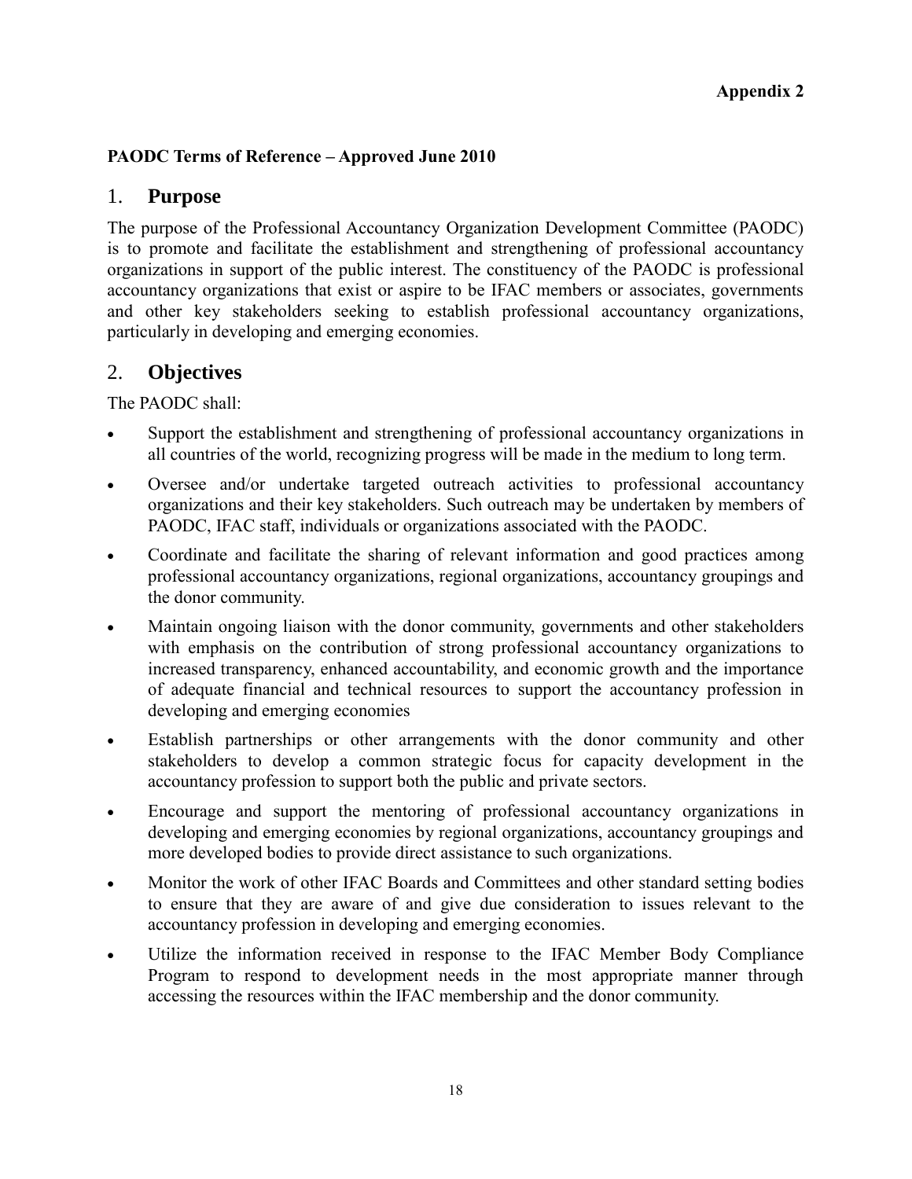**Appendix 2**

**PAODC Terms of Reference – Approved June 2010**

## 1. Purpose

The purpose of the Professional Accountancy Organization Development Committee (PAODC) is to promote and facilitate the establishment and strengthening of professional accountancy organizations in support of the public interest. The constituency of the PAODC is professional accountancy organizations that exist or aspire to be IFAC members or associates, governments and other key stakeholders seeking to establish professional accountancy organizations, particularly in developing and emerging economies.

## 2. Objectives

The PAODC shall:

- Support the establishment and strengthening of professional accountancy organizations in all countries of the world, recognizing progress will be made in the medium to long term.
- Oversee and/or undertake targeted outreach activities to professional accountancy organizations and their key stakeholders. Such outreach may be undertaken by members of PAODC, IFAC staff, individuals or organizations associated with the PAODC.
- Coordinate and facilitate the sharing of relevant information and good practices among professional accountancy organizations, regional organizations, accountancy groupings and the donor community.
- Maintain ongoing liaison with the donor community, governments and other stakeholders with emphasis on the contribution of strong professional accountancy organizations to increased transparency, enhanced accountability, and economic growth and the importance of adequate financial and technical resources to support the accountancy profession in developing and emerging economies
- Establish partnerships or other arrangements with the donor community and other stakeholders to develop a common strategic focus for capacity development in the accountancy profession to support both the public and private sectors.
- Encourage and support the mentoring of professional accountancy organizations in developing and emerging economies by regional organizations, accountancy groupings and more developed bodies to provide direct assistance to such organizations.
- Monitor the work of other IFAC Boards and Committees and other standard setting bodies to ensure that they are aware of and give due consideration to issues relevant to the accountancy profession in developing and emerging economies.
- Utilize the information received in response to the IFAC Member Body Compliance Program to respond to development needs in the most appropriate manner through accessing the resources within the IFAC membership and the donor community.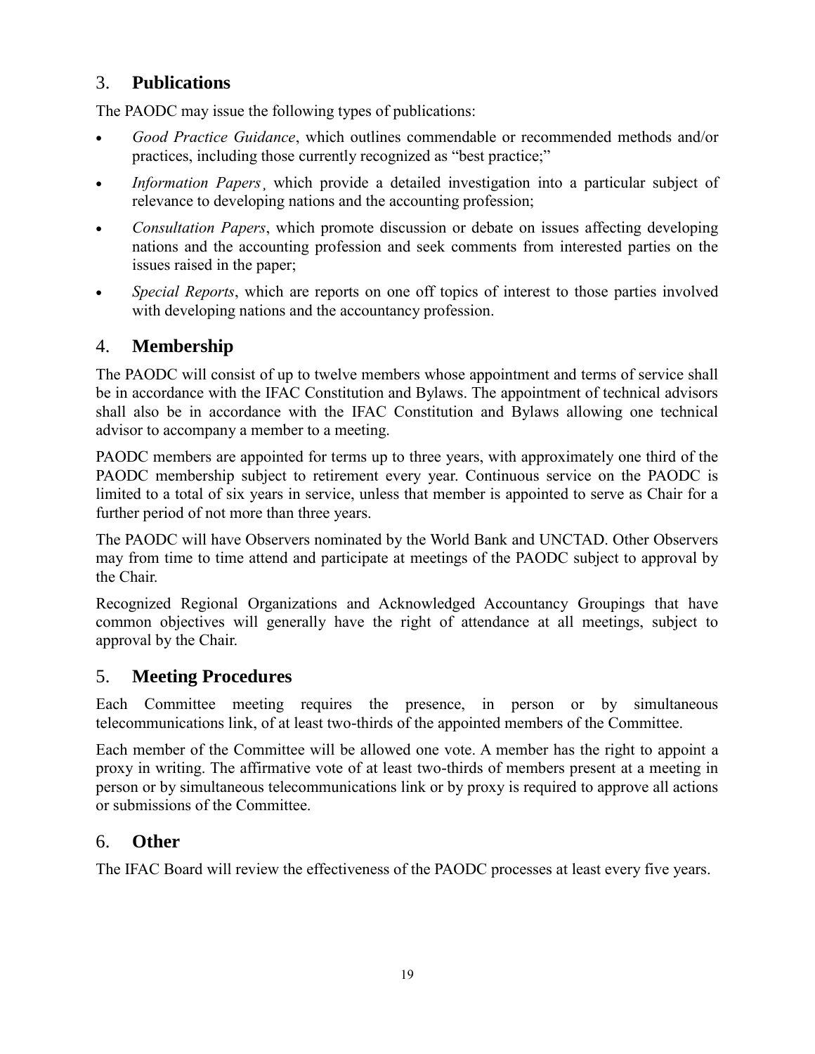## 3. Publications

The PAODC may issue the following types of publications:

- *Good Practice Guidance*, which outlines commendable or recommended methods and/or practices, including those currently recognized as "best practice;"
- *Information Papers*¸ which provide a detailed investigation into a particular subject of relevance to developing nations and the accounting profession;
- *Consultation Papers*, which promote discussion or debate on issues affecting developing nations and the accounting profession and seek comments from interested parties on the issues raised in the paper;
- *Special Reports*, which are reports on one off topics of interest to those parties involved with developing nations and the accountancy profession.

## 4. Membership

The PAODC will consist of up to twelve members whose appointment and terms of service shall be in accordance with the IFAC Constitution and Bylaws. The appointment of technical advisors shall also be in accordance with the IFAC Constitution and Bylaws allowing one technical advisor to accompany a member to a meeting.

PAODC members are appointed for terms up to three years, with approximately one third of the PAODC membership subject to retirement every year. Continuous service on the PAODC is limited to a total of six years in service, unless that member is appointed to serve as Chair for a further period of not more than three years.

The PAODC will have Observers nominated by the World Bank and UNCTAD. Other Observers may from time to time attend and participate at meetings of the PAODC subject to approval by the Chair.

Recognized Regional Organizations and Acknowledged Accountancy Groupings that have common objectives will generally have the right of attendance at all meetings, subject to approval by the Chair.

## 5. Meeting Procedures

Each Committee meeting requires the presence, in person or by simultaneous telecommunications link, of at least two-thirds of the appointed members of the Committee.

Each member of the Committee will be allowed one vote. A member has the right to appoint a proxy in writing. The affirmative vote of at least two-thirds of members present at a meeting in person or by simultaneous telecommunications link or by proxy is required to approve all actions or submissions of the Committee.

## 6. Other

The IFAC Board will review the effectiveness of the PAODC processes at least every five years.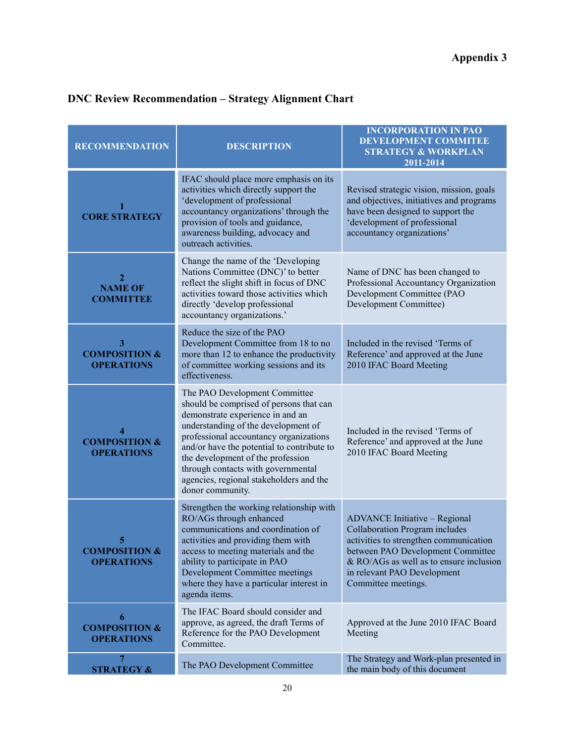Appendix 3

## DNC Review Recommendation – Strategy Alignment Chart

| RECOMMENDATION | DESCRIPTION | INCORPORATION IN PAO DEVELOPMENT COMMITEE STRATEGY & WORKPLAN 2011-2014 |
|---|---|---|
| **1 CORE STRATEGY** | IFAC should place more emphasis on its activities which directly support the 'development of professional accountancy organizations' through the provision of tools and guidance, awareness building, advocacy and outreach activities. | Revised strategic vision, mission, goals and objectives, initiatives and programs have been designed to support the 'development of professional accountancy organizations' |
| **2 NAME OF COMMITTEE** | Change the name of the 'Developing Nations Committee (DNC)' to better reflect the slight shift in focus of DNC activities toward those activities which directly 'develop professional accountancy organizations.' | Name of DNC has been changed to Professional Accountancy Organization Development Committee (PAO Development Committee) |
| **3 COMPOSITION & OPERATIONS** | Reduce the size of the PAO Development Committee from 18 to no more than 12 to enhance the productivity of committee working sessions and its effectiveness. | Included in the revised 'Terms of Reference' and approved at the June 2010 IFAC Board Meeting |
| **4 COMPOSITION & OPERATIONS** | The PAO Development Committee should be comprised of persons that can demonstrate experience in and an understanding of the development of professional accountancy organizations and/or have the potential to contribute to the development of the profession through contacts with governmental agencies, regional stakeholders and the donor community. | Included in the revised 'Terms of Reference' and approved at the June 2010 IFAC Board Meeting |
| **5 COMPOSITION & OPERATIONS** | Strengthen the working relationship with RO/AGs through enhanced communications and coordination of activities and providing them with access to meeting materials and the ability to participate in PAO Development Committee meetings where they have a particular interest in agenda items. | ADVANCE Initiative – Regional Collaboration Program includes activities to strengthen communication between PAO Development Committee & RO/AGs as well as to ensure inclusion in relevant PAO Development Committee meetings. |
| **6 COMPOSITION & OPERATIONS** | The IFAC Board should consider and approve, as agreed, the draft Terms of Reference for the PAO Development Committee. | Approved at the June 2010 IFAC Board Meeting |
| **7 STRATEGY &** | The PAO Development Committee | The Strategy and Work-plan presented in the main body of this document |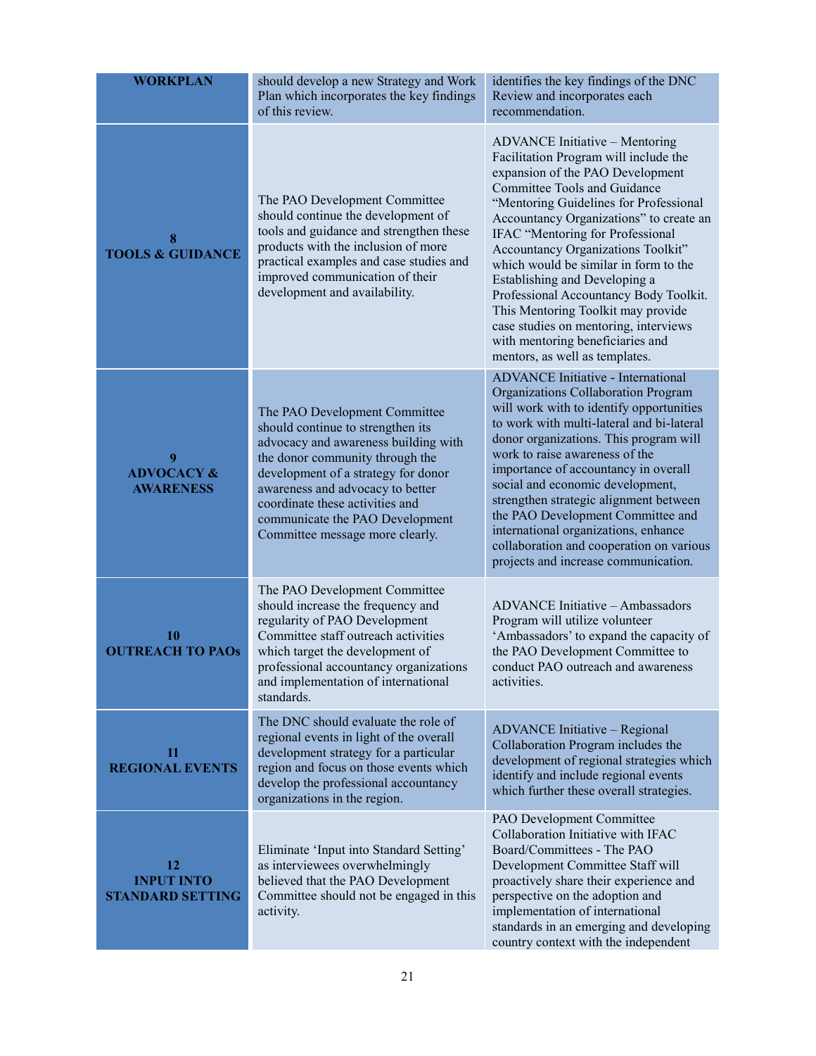| | | |
|---|---|---|
| **WORKPLAN** | should develop a new Strategy and Work Plan which incorporates the key findings of this review. | identifies the key findings of the DNC Review and incorporates each recommendation. |
| **8 TOOLS & GUIDANCE** | The PAO Development Committee should continue the development of tools and guidance and strengthen these products with the inclusion of more practical examples and case studies and improved communication of their development and availability. | ADVANCE Initiative – Mentoring Facilitation Program will include the expansion of the PAO Development Committee Tools and Guidance "Mentoring Guidelines for Professional Accountancy Organizations" to create an IFAC "Mentoring for Professional Accountancy Organizations Toolkit" which would be similar in form to the Establishing and Developing a Professional Accountancy Body Toolkit. This Mentoring Toolkit may provide case studies on mentoring, interviews with mentoring beneficiaries and mentors, as well as templates. |
| **9 ADVOCACY & AWARENESS** | The PAO Development Committee should continue to strengthen its advocacy and awareness building with the donor community through the development of a strategy for donor awareness and advocacy to better coordinate these activities and communicate the PAO Development Committee message more clearly. | ADVANCE Initiative - International Organizations Collaboration Program will work with to identify opportunities to work with multi-lateral and bi-lateral donor organizations. This program will work to raise awareness of the importance of accountancy in overall social and economic development, strengthen strategic alignment between the PAO Development Committee and international organizations, enhance collaboration and cooperation on various projects and increase communication. |
| **10 OUTREACH TO PAOs** | The PAO Development Committee should increase the frequency and regularity of PAO Development Committee staff outreach activities which target the development of professional accountancy organizations and implementation of international standards. | ADVANCE Initiative – Ambassadors Program will utilize volunteer 'Ambassadors' to expand the capacity of the PAO Development Committee to conduct PAO outreach and awareness activities. |
| **11 REGIONAL EVENTS** | The DNC should evaluate the role of regional events in light of the overall development strategy for a particular region and focus on those events which develop the professional accountancy organizations in the region. | ADVANCE Initiative – Regional Collaboration Program includes the development of regional strategies which identify and include regional events which further these overall strategies. |
| **12 INPUT INTO STANDARD SETTING** | Eliminate 'Input into Standard Setting' as interviewees overwhelmingly believed that the PAO Development Committee should not be engaged in this activity. | PAO Development Committee Collaboration Initiative with IFAC Board/Committees - The PAO Development Committee Staff will proactively share their experience and perspective on the adoption and implementation of international standards in an emerging and developing country context with the independent |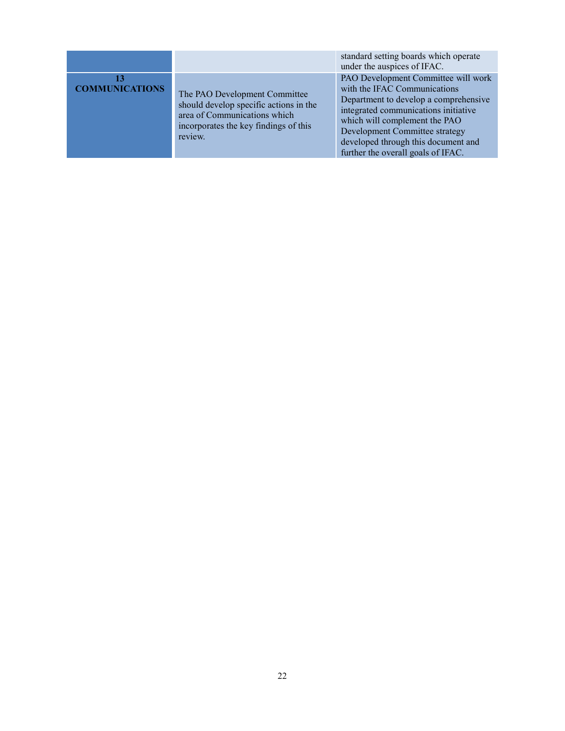| | | |
|---|---|---|
| | | standard setting boards which operate under the auspices of IFAC. |
| **13 COMMUNICATIONS** | The PAO Development Committee should develop specific actions in the area of Communications which incorporates the key findings of this review. | PAO Development Committee will work with the IFAC Communications Department to develop a comprehensive integrated communications initiative which will complement the PAO Development Committee strategy developed through this document and further the overall goals of IFAC. |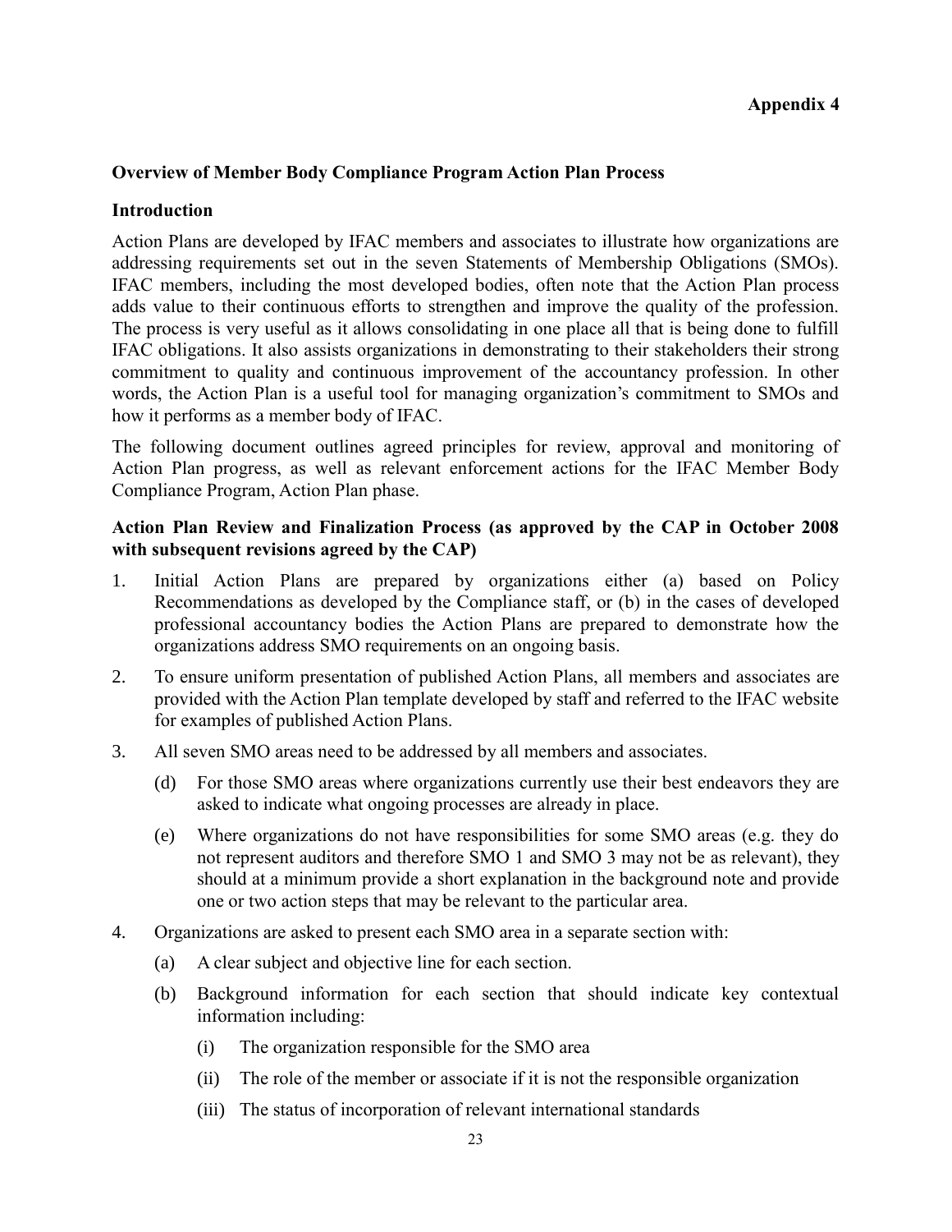**Appendix 4**

## Overview of Member Body Compliance Program Action Plan Process

### Introduction

Action Plans are developed by IFAC members and associates to illustrate how organizations are addressing requirements set out in the seven Statements of Membership Obligations (SMOs). IFAC members, including the most developed bodies, often note that the Action Plan process adds value to their continuous efforts to strengthen and improve the quality of the profession. The process is very useful as it allows consolidating in one place all that is being done to fulfill IFAC obligations. It also assists organizations in demonstrating to their stakeholders their strong commitment to quality and continuous improvement of the accountancy profession. In other words, the Action Plan is a useful tool for managing organization's commitment to SMOs and how it performs as a member body of IFAC.

The following document outlines agreed principles for review, approval and monitoring of Action Plan progress, as well as relevant enforcement actions for the IFAC Member Body Compliance Program, Action Plan phase.

### Action Plan Review and Finalization Process (as approved by the CAP in October 2008 with subsequent revisions agreed by the CAP)

1. Initial Action Plans are prepared by organizations either (a) based on Policy Recommendations as developed by the Compliance staff, or (b) in the cases of developed professional accountancy bodies the Action Plans are prepared to demonstrate how the organizations address SMO requirements on an ongoing basis.

2. To ensure uniform presentation of published Action Plans, all members and associates are provided with the Action Plan template developed by staff and referred to the IFAC website for examples of published Action Plans.

3. All seven SMO areas need to be addressed by all members and associates.

   (d) For those SMO areas where organizations currently use their best endeavors they are asked to indicate what ongoing processes are already in place.

   (e) Where organizations do not have responsibilities for some SMO areas (e.g. they do not represent auditors and therefore SMO 1 and SMO 3 may not be as relevant), they should at a minimum provide a short explanation in the background note and provide one or two action steps that may be relevant to the particular area.

4. Organizations are asked to present each SMO area in a separate section with:

   (a) A clear subject and objective line for each section.

   (b) Background information for each section that should indicate key contextual information including:

      (i) The organization responsible for the SMO area

      (ii) The role of the member or associate if it is not the responsible organization

      (iii) The status of incorporation of relevant international standards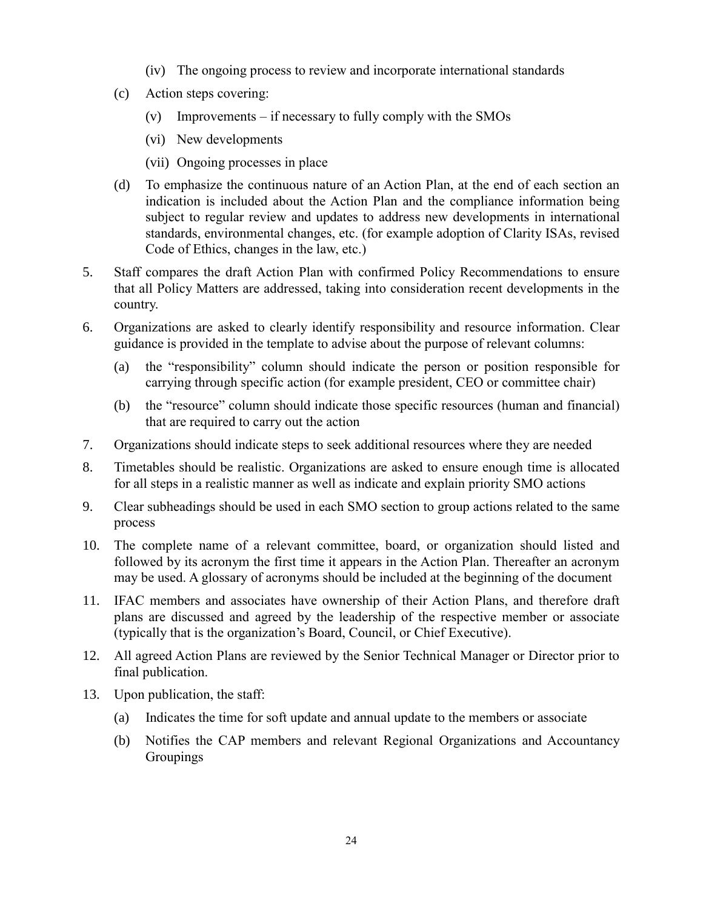(iv) The ongoing process to review and incorporate international standards

(c) Action steps covering:

    (v) Improvements – if necessary to fully comply with the SMOs

    (vi) New developments

    (vii) Ongoing processes in place

(d) To emphasize the continuous nature of an Action Plan, at the end of each section an indication is included about the Action Plan and the compliance information being subject to regular review and updates to address new developments in international standards, environmental changes, etc. (for example adoption of Clarity ISAs, revised Code of Ethics, changes in the law, etc.)

5. Staff compares the draft Action Plan with confirmed Policy Recommendations to ensure that all Policy Matters are addressed, taking into consideration recent developments in the country.

6. Organizations are asked to clearly identify responsibility and resource information. Clear guidance is provided in the template to advise about the purpose of relevant columns:

   (a) the "responsibility" column should indicate the person or position responsible for carrying through specific action (for example president, CEO or committee chair)

   (b) the "resource" column should indicate those specific resources (human and financial) that are required to carry out the action

7. Organizations should indicate steps to seek additional resources where they are needed

8. Timetables should be realistic. Organizations are asked to ensure enough time is allocated for all steps in a realistic manner as well as indicate and explain priority SMO actions

9. Clear subheadings should be used in each SMO section to group actions related to the same process

10. The complete name of a relevant committee, board, or organization should listed and followed by its acronym the first time it appears in the Action Plan. Thereafter an acronym may be used. A glossary of acronyms should be included at the beginning of the document

11. IFAC members and associates have ownership of their Action Plans, and therefore draft plans are discussed and agreed by the leadership of the respective member or associate (typically that is the organization's Board, Council, or Chief Executive).

12. All agreed Action Plans are reviewed by the Senior Technical Manager or Director prior to final publication.

13. Upon publication, the staff:

   (a) Indicates the time for soft update and annual update to the members or associate

   (b) Notifies the CAP members and relevant Regional Organizations and Accountancy Groupings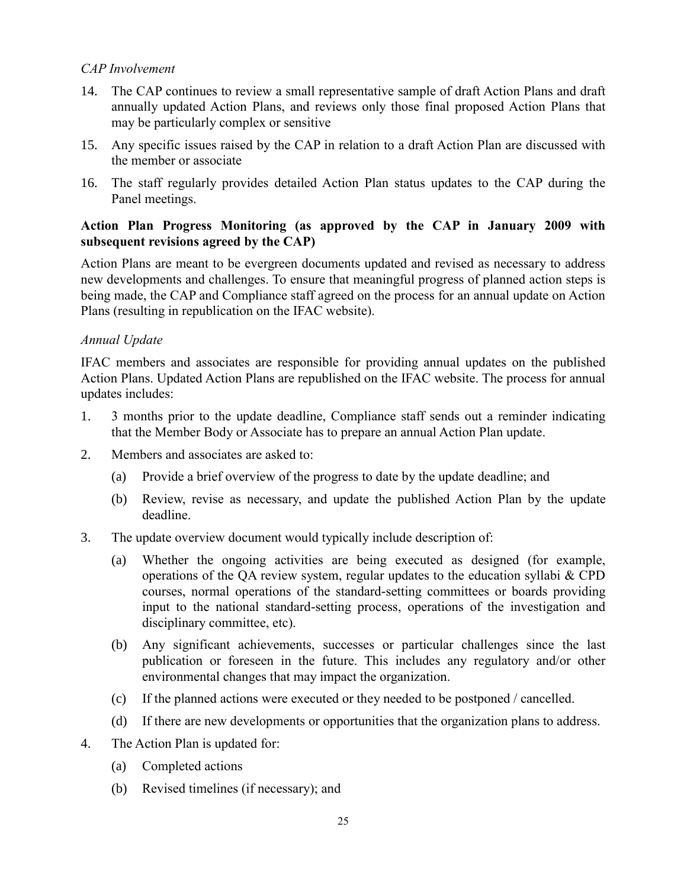*CAP Involvement*

14. The CAP continues to review a small representative sample of draft Action Plans and draft annually updated Action Plans, and reviews only those final proposed Action Plans that may be particularly complex or sensitive

15. Any specific issues raised by the CAP in relation to a draft Action Plan are discussed with the member or associate

16. The staff regularly provides detailed Action Plan status updates to the CAP during the Panel meetings.

**Action Plan Progress Monitoring (as approved by the CAP in January 2009 with subsequent revisions agreed by the CAP)**

Action Plans are meant to be evergreen documents updated and revised as necessary to address new developments and challenges. To ensure that meaningful progress of planned action steps is being made, the CAP and Compliance staff agreed on the process for an annual update on Action Plans (resulting in republication on the IFAC website).

*Annual Update*

IFAC members and associates are responsible for providing annual updates on the published Action Plans. Updated Action Plans are republished on the IFAC website. The process for annual updates includes:

1. 3 months prior to the update deadline, Compliance staff sends out a reminder indicating that the Member Body or Associate has to prepare an annual Action Plan update.

2. Members and associates are asked to:

   (a) Provide a brief overview of the progress to date by the update deadline; and

   (b) Review, revise as necessary, and update the published Action Plan by the update deadline.

3. The update overview document would typically include description of:

   (a) Whether the ongoing activities are being executed as designed (for example, operations of the QA review system, regular updates to the education syllabi & CPD courses, normal operations of the standard-setting committees or boards providing input to the national standard-setting process, operations of the investigation and disciplinary committee, etc).

   (b) Any significant achievements, successes or particular challenges since the last publication or foreseen in the future. This includes any regulatory and/or other environmental changes that may impact the organization.

   (c) If the planned actions were executed or they needed to be postponed / cancelled.

   (d) If there are new developments or opportunities that the organization plans to address.

4. The Action Plan is updated for:

   (a) Completed actions

   (b) Revised timelines (if necessary); and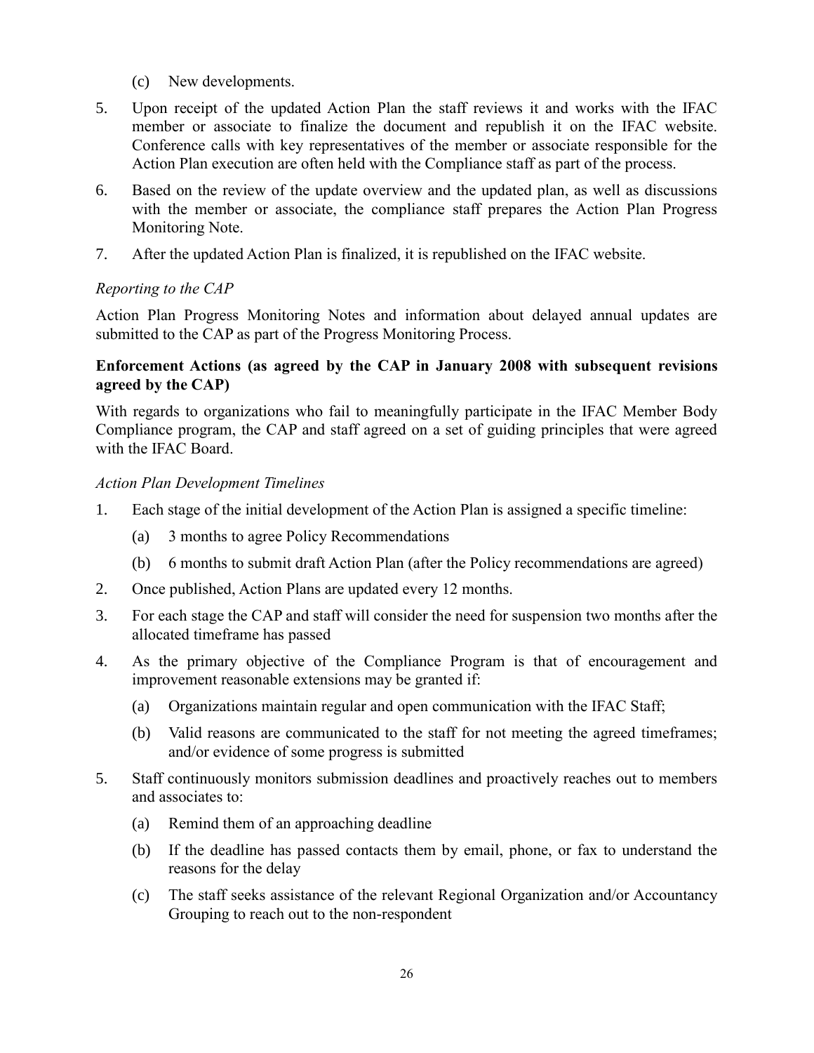(c) New developments.

5. Upon receipt of the updated Action Plan the staff reviews it and works with the IFAC member or associate to finalize the document and republish it on the IFAC website. Conference calls with key representatives of the member or associate responsible for the Action Plan execution are often held with the Compliance staff as part of the process.
6. Based on the review of the update overview and the updated plan, as well as discussions with the member or associate, the compliance staff prepares the Action Plan Progress Monitoring Note.
7. After the updated Action Plan is finalized, it is republished on the IFAC website.

*Reporting to the CAP*

Action Plan Progress Monitoring Notes and information about delayed annual updates are submitted to the CAP as part of the Progress Monitoring Process.

**Enforcement Actions (as agreed by the CAP in January 2008 with subsequent revisions agreed by the CAP)**

With regards to organizations who fail to meaningfully participate in the IFAC Member Body Compliance program, the CAP and staff agreed on a set of guiding principles that were agreed with the IFAC Board.

*Action Plan Development Timelines*

1. Each stage of the initial development of the Action Plan is assigned a specific timeline:
   (a) 3 months to agree Policy Recommendations
   (b) 6 months to submit draft Action Plan (after the Policy recommendations are agreed)
2. Once published, Action Plans are updated every 12 months.
3. For each stage the CAP and staff will consider the need for suspension two months after the allocated timeframe has passed
4. As the primary objective of the Compliance Program is that of encouragement and improvement reasonable extensions may be granted if:
   (a) Organizations maintain regular and open communication with the IFAC Staff;
   (b) Valid reasons are communicated to the staff for not meeting the agreed timeframes; and/or evidence of some progress is submitted
5. Staff continuously monitors submission deadlines and proactively reaches out to members and associates to:
   (a) Remind them of an approaching deadline
   (b) If the deadline has passed contacts them by email, phone, or fax to understand the reasons for the delay
   (c) The staff seeks assistance of the relevant Regional Organization and/or Accountancy Grouping to reach out to the non-respondent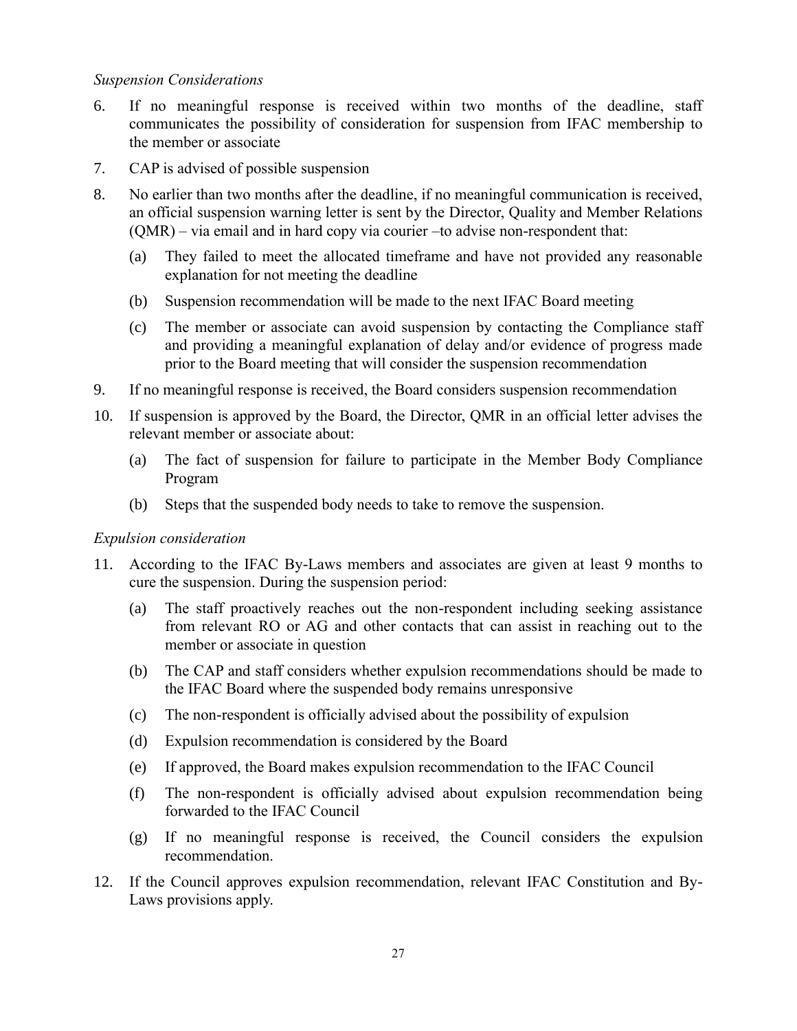*Suspension Considerations*

6. If no meaningful response is received within two months of the deadline, staff communicates the possibility of consideration for suspension from IFAC membership to the member or associate

7. CAP is advised of possible suspension

8. No earlier than two months after the deadline, if no meaningful communication is received, an official suspension warning letter is sent by the Director, Quality and Member Relations (QMR) – via email and in hard copy via courier –to advise non-respondent that:

   (a) They failed to meet the allocated timeframe and have not provided any reasonable explanation for not meeting the deadline

   (b) Suspension recommendation will be made to the next IFAC Board meeting

   (c) The member or associate can avoid suspension by contacting the Compliance staff and providing a meaningful explanation of delay and/or evidence of progress made prior to the Board meeting that will consider the suspension recommendation

9. If no meaningful response is received, the Board considers suspension recommendation

10. If suspension is approved by the Board, the Director, QMR in an official letter advises the relevant member or associate about:

    (a) The fact of suspension for failure to participate in the Member Body Compliance Program

    (b) Steps that the suspended body needs to take to remove the suspension.

*Expulsion consideration*

11. According to the IFAC By-Laws members and associates are given at least 9 months to cure the suspension. During the suspension period:

    (a) The staff proactively reaches out the non-respondent including seeking assistance from relevant RO or AG and other contacts that can assist in reaching out to the member or associate in question

    (b) The CAP and staff considers whether expulsion recommendations should be made to the IFAC Board where the suspended body remains unresponsive

    (c) The non-respondent is officially advised about the possibility of expulsion

    (d) Expulsion recommendation is considered by the Board

    (e) If approved, the Board makes expulsion recommendation to the IFAC Council

    (f) The non-respondent is officially advised about expulsion recommendation being forwarded to the IFAC Council

    (g) If no meaningful response is received, the Council considers the expulsion recommendation.

12. If the Council approves expulsion recommendation, relevant IFAC Constitution and By-Laws provisions apply.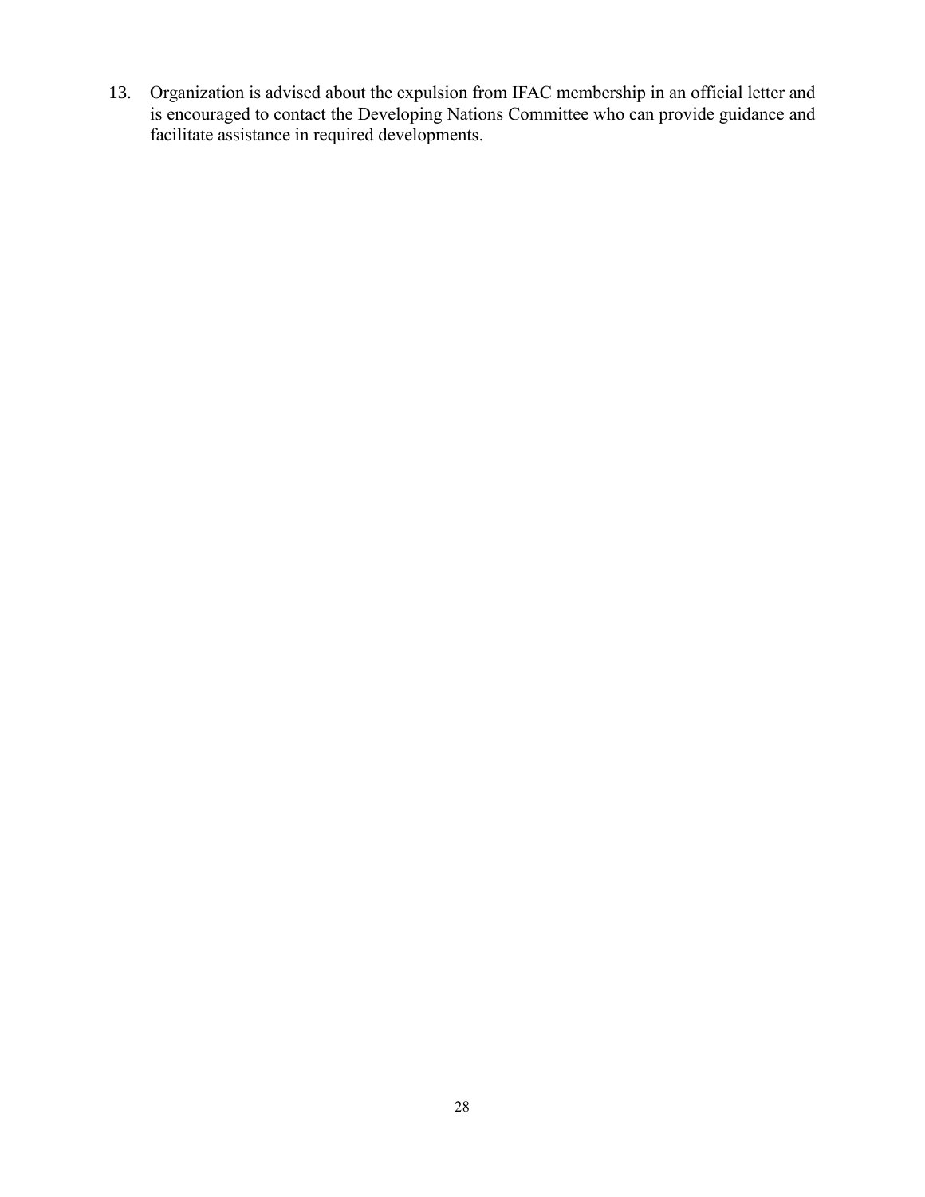13. Organization is advised about the expulsion from IFAC membership in an official letter and is encouraged to contact the Developing Nations Committee who can provide guidance and facilitate assistance in required developments.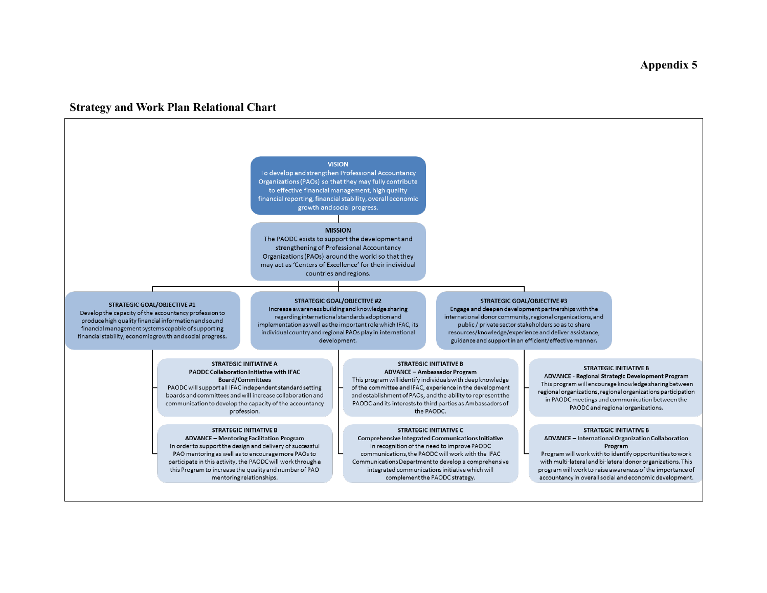# Appendix 5

## Strategy and Work Plan Relational Chart

**VISION**
To develop and strengthen Professional Accountancy Organizations (PAOs) so that they may fully contribute to effective financial management, high quality financial reporting, financial stability, overall economic growth and social progress.

**MISSION**
The PAODC exists to support the development and strengthening of Professional Accountancy Organizations (PAOs) around the world so that they may act as 'Centers of Excellence' for their individual countries and regions.

**STRATEGIC GOAL/OBJECTIVE #1**
Develop the capacity of the accountancy profession to produce high quality financial information and sound financial management systems capable of supporting financial stability, economic growth and social progress.

- **STRATEGIC INITIATIVE A**
  **PAODC Collaboration Initiative with IFAC Board/Committees**
  PAODC will support all IFAC independent standard setting boards and committees and will increase collaboration and communication to develop the capacity of the accountancy profession.

- **STRATEGIC INITIATIVE B**
  **ADVANCE – Mentoring Facilitation Program**
  In order to support the design and delivery of successful PAO mentoring as well as to encourage more PAOs to participate in this activity, the PAODC will work through a this Program to increase the quality and number of PAO mentoring relationships.

**STRATEGIC GOAL/OBJECTIVE #2**
Increase awareness building and knowledge sharing regarding international standards adoption and implementation as well as the important role which IFAC, its individual country and regional PAOs play in international development.

- **STRATEGIC INITIATIVE B**
  **ADVANCE – Ambassador Program**
  This program will identify individuals with deep knowledge of the committee and IFAC, experience in the development and establishment of PAOs, and the ability to represent the PAODC and its interests to third parties as Ambassadors of the PAODC.

- **STRATEGIC INITIATIVE C**
  **Comprehensive Integrated Communications Initiative**
  In recognition of the need to improve PAODC communications, the PAODC will work with the IFAC Communications Department to develop a comprehensive integrated communications initiative which will complement the PAODC strategy.

**STRATEGIC GOAL/OBJECTIVE #3**
Engage and deepen development partnerships with the international donor community, regional organizations, and public / private sector stakeholders so as to share resources/knowledge/experience and deliver assistance, guidance and support in an efficient/effective manner.

- **STRATEGIC INITIATIVE B**
  **ADVANCE - Regional Strategic Development Program**
  This program will encourage knowledge sharing between regional organizations, regional organizations participation in PAODC meetings and communication between the PAODC and regional organizations.

- **STRATEGIC INITIATIVE B**
  **ADVANCE – International Organization Collaboration Program**
  Program will work with to identify opportunities to work with multi-lateral and bi-lateral donor organizations. This program will work to raise awareness of the importance of accountancy in overall social and economic development.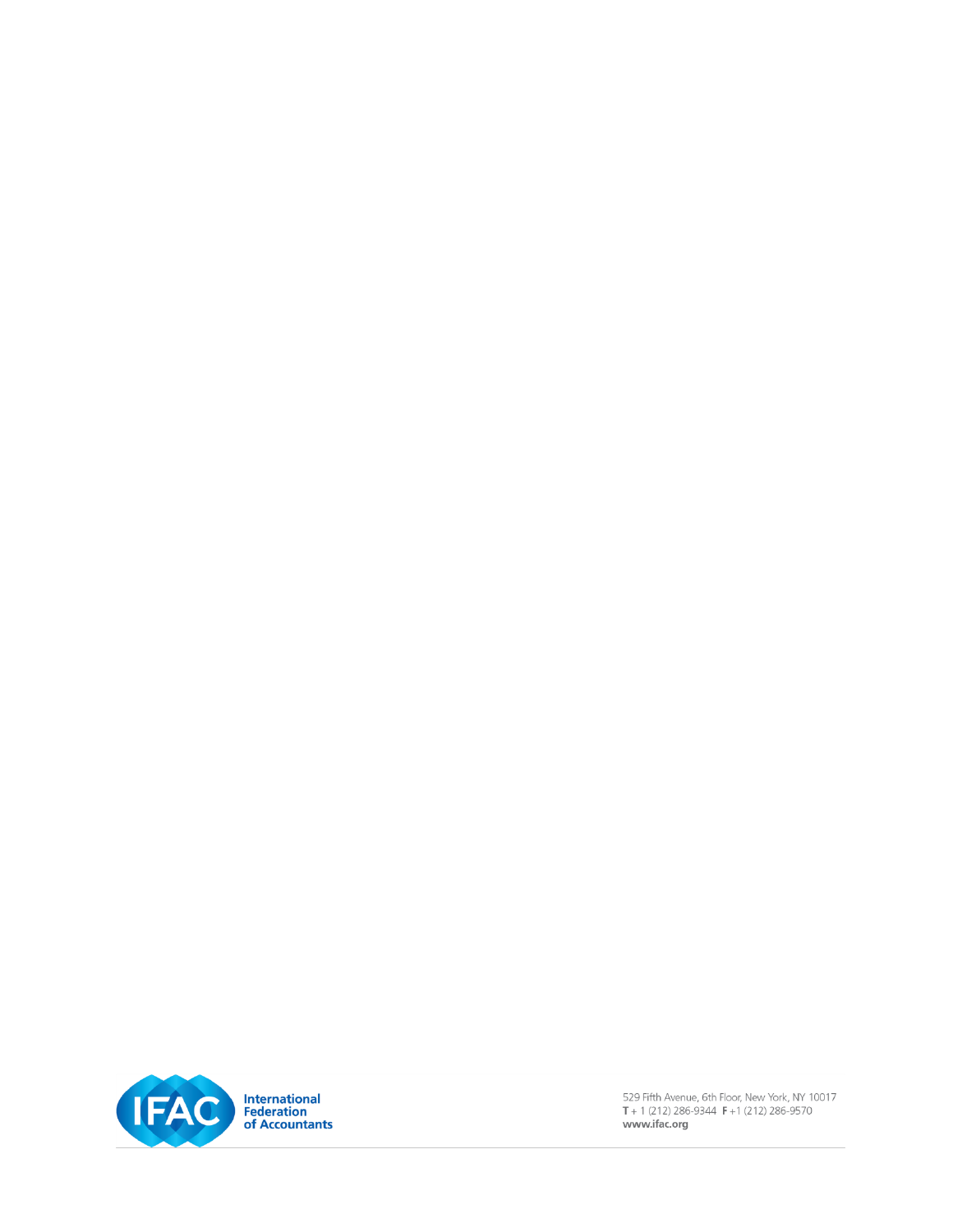International Federation of Accountants

529 Fifth Avenue, 6th Floor, New York, NY 10017
**T** + 1 (212) 286-9344 **F** +1 (212) 286-9570
**www.ifac.org**